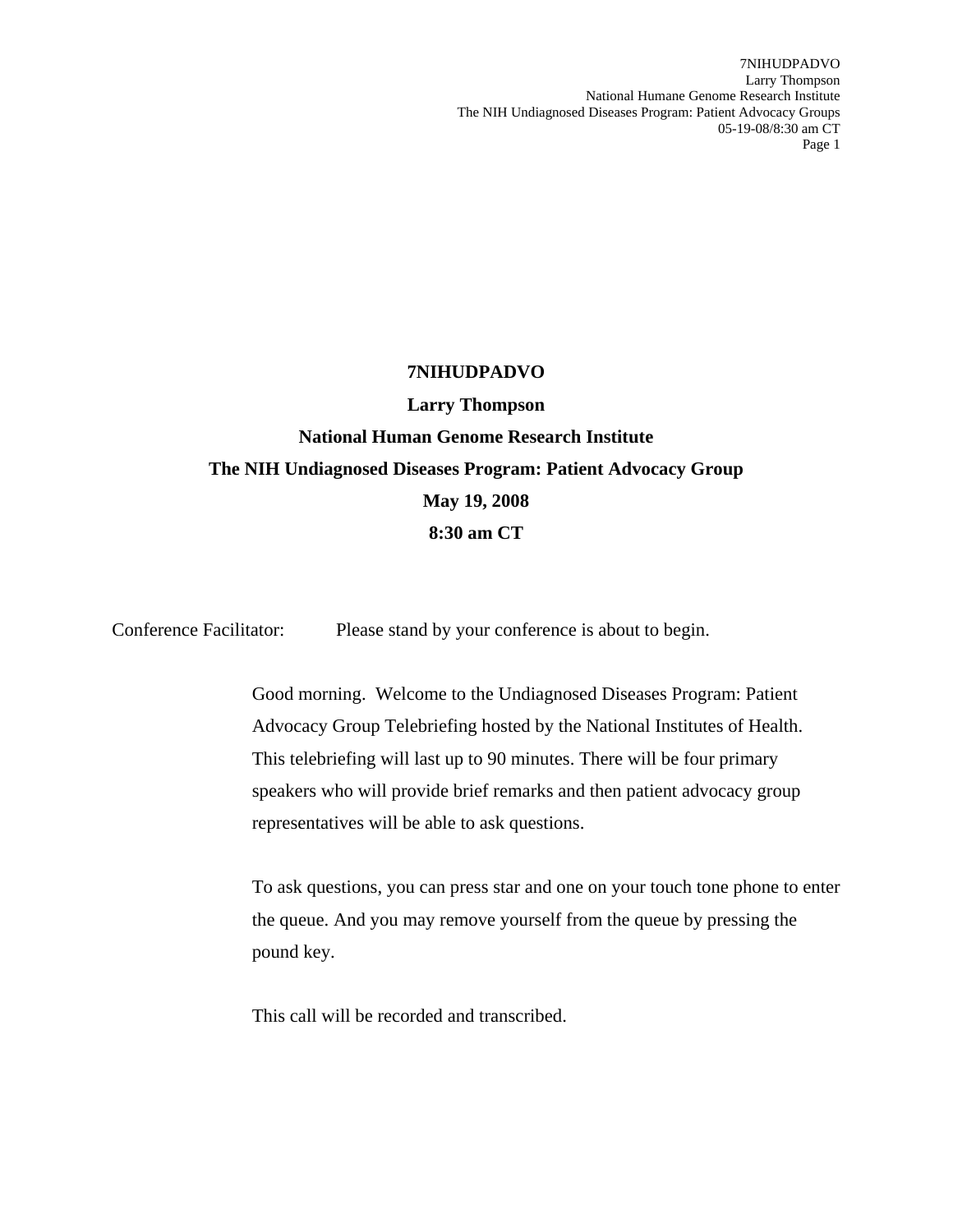**7NIHUDPADVO**

**Larry Thompson**

**National Human Genome Research Institute**

**The NIH Undiagnosed Diseases Program: Patient Advocacy Group**

**May 19, 2008**

**8:30 am CT**

Conference Facilitator: Please stand by your conference is about to begin.

Good morning. Welcome to the Undiagnosed Diseases Program: Patient Advocacy Group Telebriefing hosted by the National Institutes of Health. This telebriefing will last up to 90 minutes. There will be four primary speakers who will provide brief remarks and then patient advocacy group representatives will be able to ask questions.

To ask questions, you can press star and one on your touch tone phone to enter the queue. And you may remove yourself from the queue by pressing the pound key.

This call will be recorded and transcribed.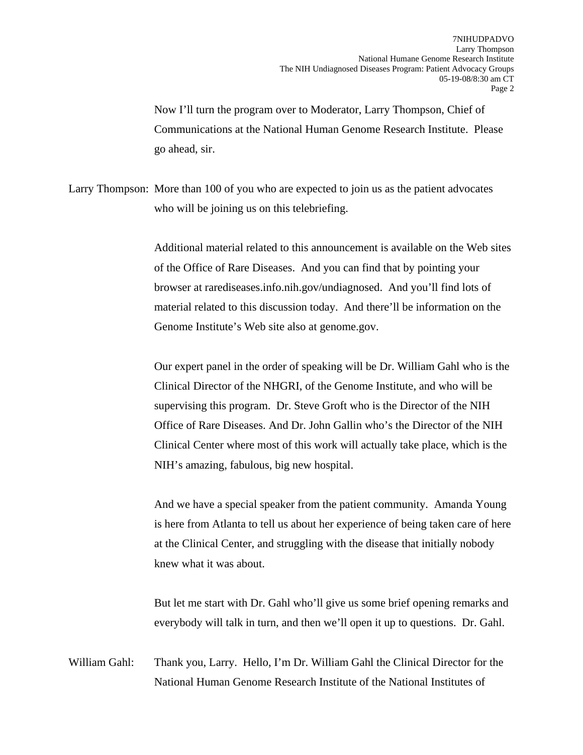Now I'll turn the program over to Moderator, Larry Thompson, Chief of Communications at the National Human Genome Research Institute. Please go ahead, sir.

Larry Thompson: More than 100 of you who are expected to join us as the patient advocates who will be joining us on this telebriefing.

Additional material related to this announcement is available on the Web sites of the Office of Rare Diseases. And you can find that by pointing your browser at rarediseases.info.nih.gov/undiagnosed. And you'll find lots of material related to this discussion today. And there'll be information on the Genome Institute's Web site also at genome.gov.

Our expert panel in the order of speaking will be Dr. William Gahl who is the Clinical Director of the NHGRI, of the Genome Institute, and who will be supervising this program. Dr. Steve Groft who is the Director of the NIH Office of Rare Diseases. And Dr. John Gallin who's the Director of the NIH Clinical Center where most of this work will actually take place, which is the NIH's amazing, fabulous, big new hospital.

And we have a special speaker from the patient community. Amanda Young is here from Atlanta to tell us about her experience of being taken care of here at the Clinical Center, and struggling with the disease that initially nobody knew what it was about.

But let me start with Dr. Gahl who'll give us some brief opening remarks and everybody will talk in turn, and then we'll open it up to questions. Dr. Gahl.

William Gahl: Thank you, Larry. Hello, I'm Dr. William Gahl the Clinical Director for the National Human Genome Research Institute of the National Institutes of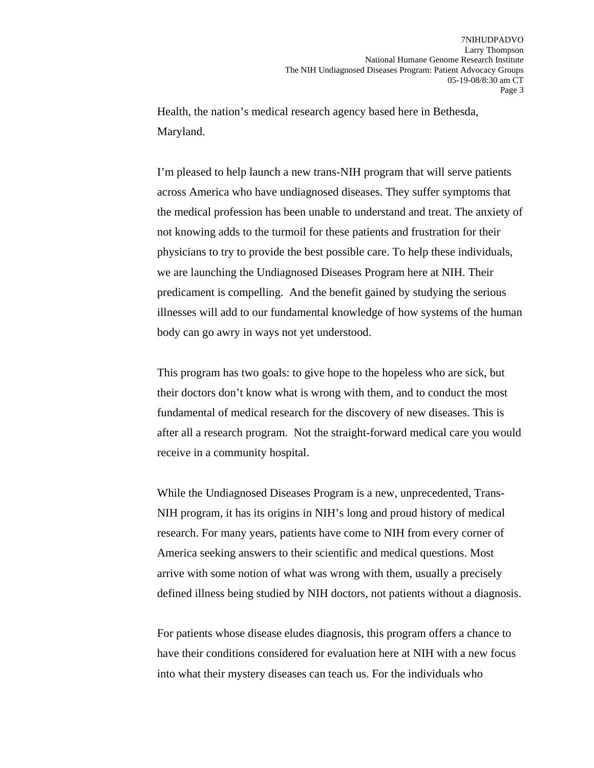Health, the nation's medical research agency based here in Bethesda, Maryland.

I'm pleased to help launch a new trans-NIH program that will serve patients across America who have undiagnosed diseases. They suffer symptoms that the medical profession has been unable to understand and treat. The anxiety of not knowing adds to the turmoil for these patients and frustration for their physicians to try to provide the best possible care. To help these individuals, we are launching the Undiagnosed Diseases Program here at NIH. Their predicament is compelling. And the benefit gained by studying the serious illnesses will add to our fundamental knowledge of how systems of the human body can go awry in ways not yet understood.

This program has two goals: to give hope to the hopeless who are sick, but their doctors don't know what is wrong with them, and to conduct the most fundamental of medical research for the discovery of new diseases. This is after all a research program. Not the straight-forward medical care you would receive in a community hospital.

While the Undiagnosed Diseases Program is a new, unprecedented, Trans-NIH program, it has its origins in NIH's long and proud history of medical research. For many years, patients have come to NIH from every corner of America seeking answers to their scientific and medical questions. Most arrive with some notion of what was wrong with them, usually a precisely defined illness being studied by NIH doctors, not patients without a diagnosis.

For patients whose disease eludes diagnosis, this program offers a chance to have their conditions considered for evaluation here at NIH with a new focus into what their mystery diseases can teach us. For the individuals who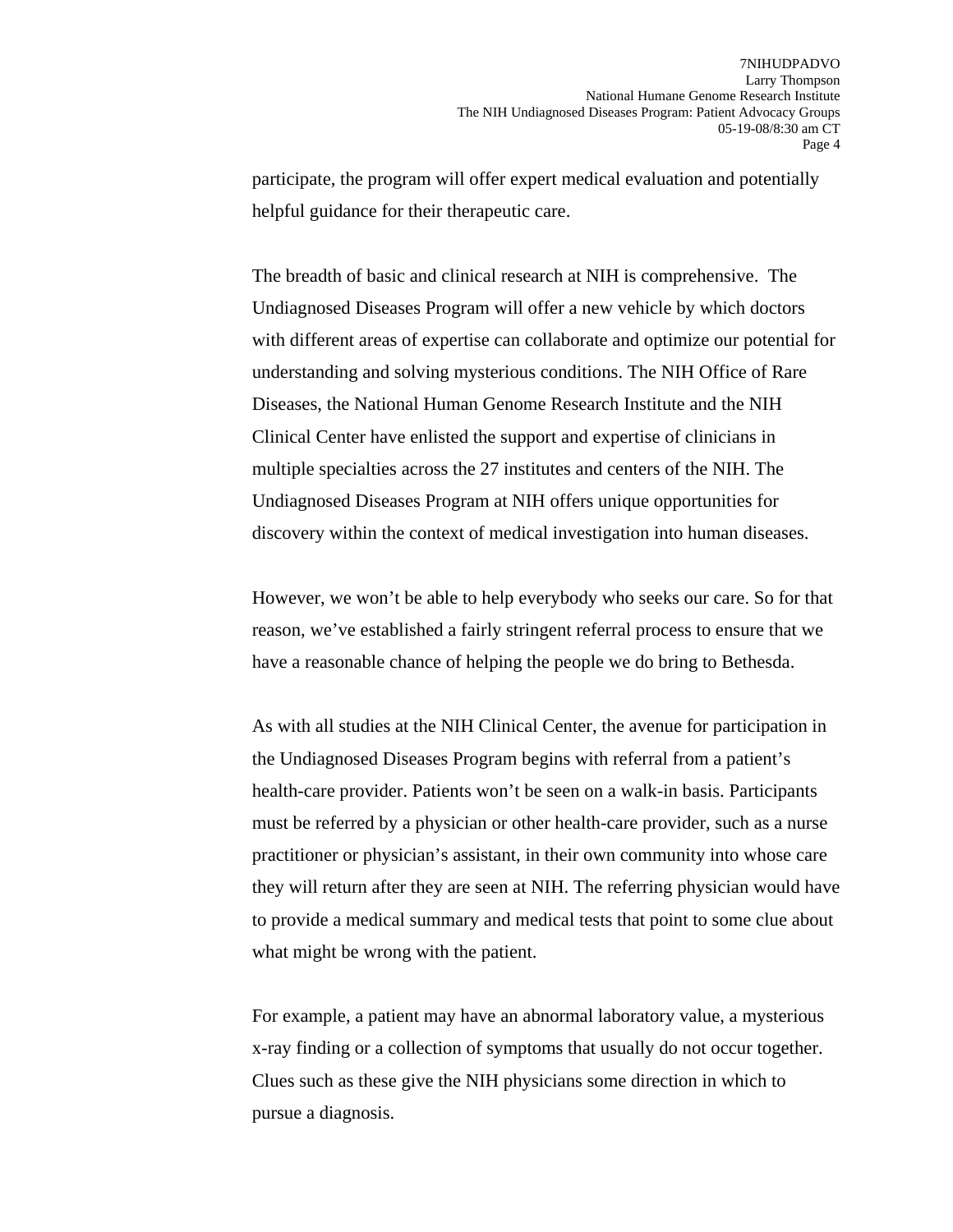participate, the program will offer expert medical evaluation and potentially helpful guidance for their therapeutic care.

The breadth of basic and clinical research at NIH is comprehensive. The Undiagnosed Diseases Program will offer a new vehicle by which doctors with different areas of expertise can collaborate and optimize our potential for understanding and solving mysterious conditions. The NIH Office of Rare Diseases, the National Human Genome Research Institute and the NIH Clinical Center have enlisted the support and expertise of clinicians in multiple specialties across the 27 institutes and centers of the NIH. The Undiagnosed Diseases Program at NIH offers unique opportunities for discovery within the context of medical investigation into human diseases.

However, we won't be able to help everybody who seeks our care. So for that reason, we've established a fairly stringent referral process to ensure that we have a reasonable chance of helping the people we do bring to Bethesda.

As with all studies at the NIH Clinical Center, the avenue for participation in the Undiagnosed Diseases Program begins with referral from a patient's health-care provider. Patients won't be seen on a walk-in basis. Participants must be referred by a physician or other health-care provider, such as a nurse practitioner or physician's assistant, in their own community into whose care they will return after they are seen at NIH. The referring physician would have to provide a medical summary and medical tests that point to some clue about what might be wrong with the patient.

For example, a patient may have an abnormal laboratory value, a mysterious x-ray finding or a collection of symptoms that usually do not occur together. Clues such as these give the NIH physicians some direction in which to pursue a diagnosis.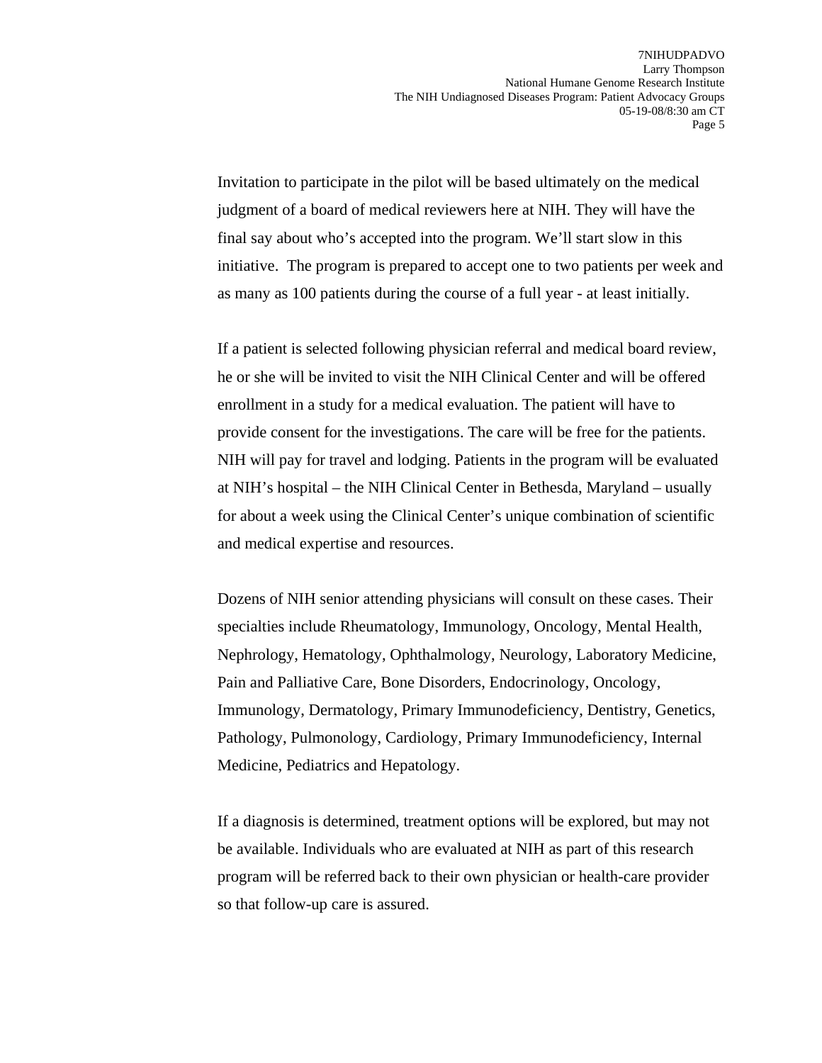Invitation to participate in the pilot will be based ultimately on the medical judgment of a board of medical reviewers here at NIH. They will have the final say about who's accepted into the program. We'll start slow in this initiative. The program is prepared to accept one to two patients per week and as many as 100 patients during the course of a full year - at least initially.

If a patient is selected following physician referral and medical board review, he or she will be invited to visit the NIH Clinical Center and will be offered enrollment in a study for a medical evaluation. The patient will have to provide consent for the investigations. The care will be free for the patients. NIH will pay for travel and lodging. Patients in the program will be evaluated at NIH's hospital – the NIH Clinical Center in Bethesda, Maryland – usually for about a week using the Clinical Center's unique combination of scientific and medical expertise and resources.

Dozens of NIH senior attending physicians will consult on these cases. Their specialties include Rheumatology, Immunology, Oncology, Mental Health, Nephrology, Hematology, Ophthalmology, Neurology, Laboratory Medicine, Pain and Palliative Care, Bone Disorders, Endocrinology, Oncology, Immunology, Dermatology, Primary Immunodeficiency, Dentistry, Genetics, Pathology, Pulmonology, Cardiology, Primary Immunodeficiency, Internal Medicine, Pediatrics and Hepatology.

If a diagnosis is determined, treatment options will be explored, but may not be available. Individuals who are evaluated at NIH as part of this research program will be referred back to their own physician or health-care provider so that follow-up care is assured.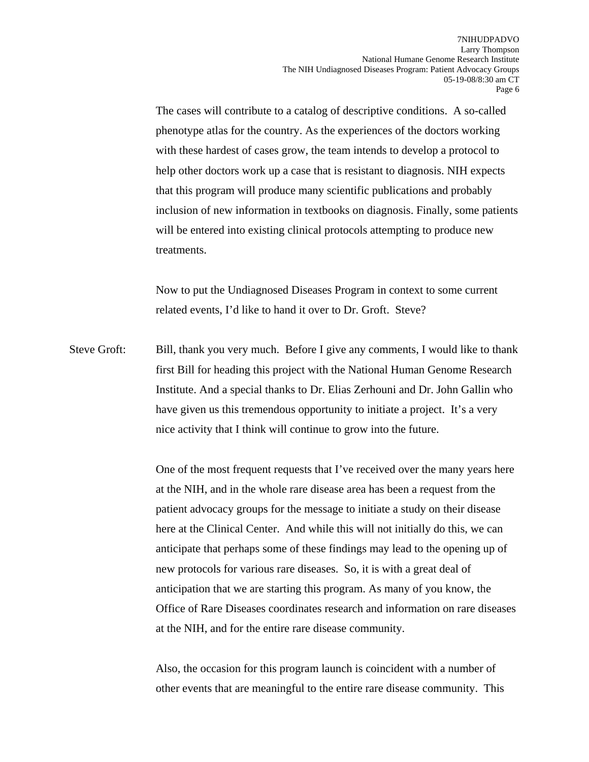The cases will contribute to a catalog of descriptive conditions. A so-called phenotype atlas for the country. As the experiences of the doctors working with these hardest of cases grow, the team intends to develop a protocol to help other doctors work up a case that is resistant to diagnosis. NIH expects that this program will produce many scientific publications and probably inclusion of new information in textbooks on diagnosis. Finally, some patients will be entered into existing clinical protocols attempting to produce new treatments.

Now to put the Undiagnosed Diseases Program in context to some current related events, I'd like to hand it over to Dr. Groft. Steve?

Steve Groft: Bill, thank you very much. Before I give any comments, I would like to thank first Bill for heading this project with the National Human Genome Research Institute. And a special thanks to Dr. Elias Zerhouni and Dr. John Gallin who have given us this tremendous opportunity to initiate a project. It's a very nice activity that I think will continue to grow into the future.

One of the most frequent requests that I've received over the many years here at the NIH, and in the whole rare disease area has been a request from the patient advocacy groups for the message to initiate a study on their disease here at the Clinical Center. And while this will not initially do this, we can anticipate that perhaps some of these findings may lead to the opening up of new protocols for various rare diseases. So, it is with a great deal of anticipation that we are starting this program. As many of you know, the Office of Rare Diseases coordinates research and information on rare diseases at the NIH, and for the entire rare disease community.

Also, the occasion for this program launch is coincident with a number of other events that are meaningful to the entire rare disease community. This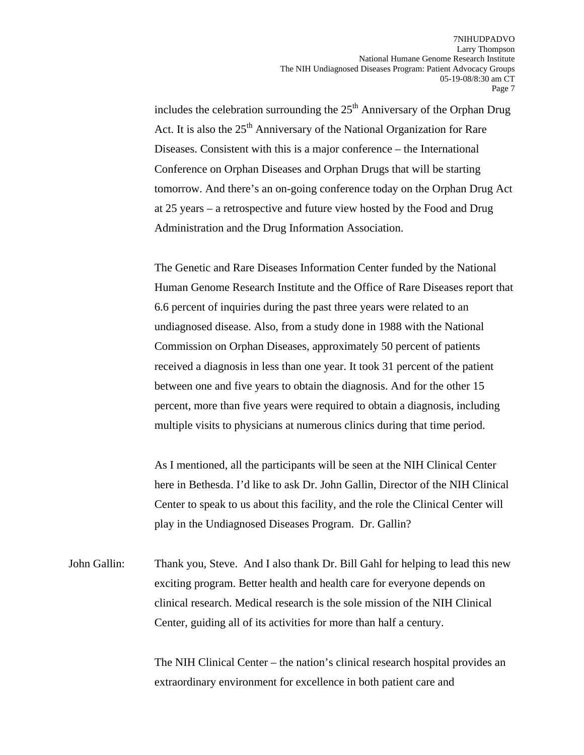includes the celebration surrounding the 25th Anniversary of the Orphan Drug Act. It is also the 25th Anniversary of the National Organization for Rare Diseases. Consistent with this is a major conference – the International Conference on Orphan Diseases and Orphan Drugs that will be starting tomorrow. And there's an on-going conference today on the Orphan Drug Act at 25 years – a retrospective and future view hosted by the Food and Drug Administration and the Drug Information Association.

The Genetic and Rare Diseases Information Center funded by the National Human Genome Research Institute and the Office of Rare Diseases report that 6.6 percent of inquiries during the past three years were related to an undiagnosed disease. Also, from a study done in 1988 with the National Commission on Orphan Diseases, approximately 50 percent of patients received a diagnosis in less than one year. It took 31 percent of the patient between one and five years to obtain the diagnosis. And for the other 15 percent, more than five years were required to obtain a diagnosis, including multiple visits to physicians at numerous clinics during that time period.

As I mentioned, all the participants will be seen at the NIH Clinical Center here in Bethesda. I'd like to ask Dr. John Gallin, Director of the NIH Clinical Center to speak to us about this facility, and the role the Clinical Center will play in the Undiagnosed Diseases Program. Dr. Gallin?

John Gallin: Thank you, Steve. And I also thank Dr. Bill Gahl for helping to lead this new exciting program. Better health and health care for everyone depends on clinical research. Medical research is the sole mission of the NIH Clinical Center, guiding all of its activities for more than half a century.

The NIH Clinical Center – the nation's clinical research hospital provides an extraordinary environment for excellence in both patient care and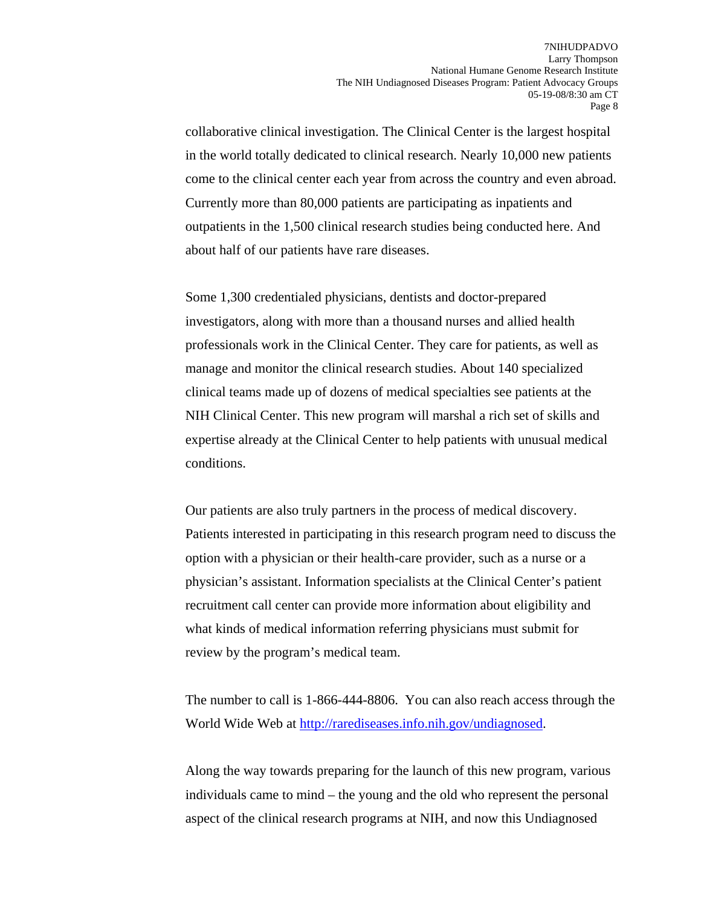collaborative clinical investigation. The Clinical Center is the largest hospital in the world totally dedicated to clinical research. Nearly 10,000 new patients come to the clinical center each year from across the country and even abroad. Currently more than 80,000 patients are participating as inpatients and outpatients in the 1,500 clinical research studies being conducted here. And about half of our patients have rare diseases.

Some 1,300 credentialed physicians, dentists and doctor-prepared investigators, along with more than a thousand nurses and allied health professionals work in the Clinical Center. They care for patients, as well as manage and monitor the clinical research studies. About 140 specialized clinical teams made up of dozens of medical specialties see patients at the NIH Clinical Center. This new program will marshal a rich set of skills and expertise already at the Clinical Center to help patients with unusual medical conditions.

Our patients are also truly partners in the process of medical discovery. Patients interested in participating in this research program need to discuss the option with a physician or their health-care provider, such as a nurse or a physician's assistant. Information specialists at the Clinical Center's patient recruitment call center can provide more information about eligibility and what kinds of medical information referring physicians must submit for review by the program's medical team.

The number to call is 1-866-444-8806. You can also reach access through the World Wide Web at [http://rarediseases.info.nih.gov/undiagnosed](http://rarediseases.info.nih.gov/undiagnosed).

Along the way towards preparing for the launch of this new program, various individuals came to mind – the young and the old who represent the personal aspect of the clinical research programs at NIH, and now this Undiagnosed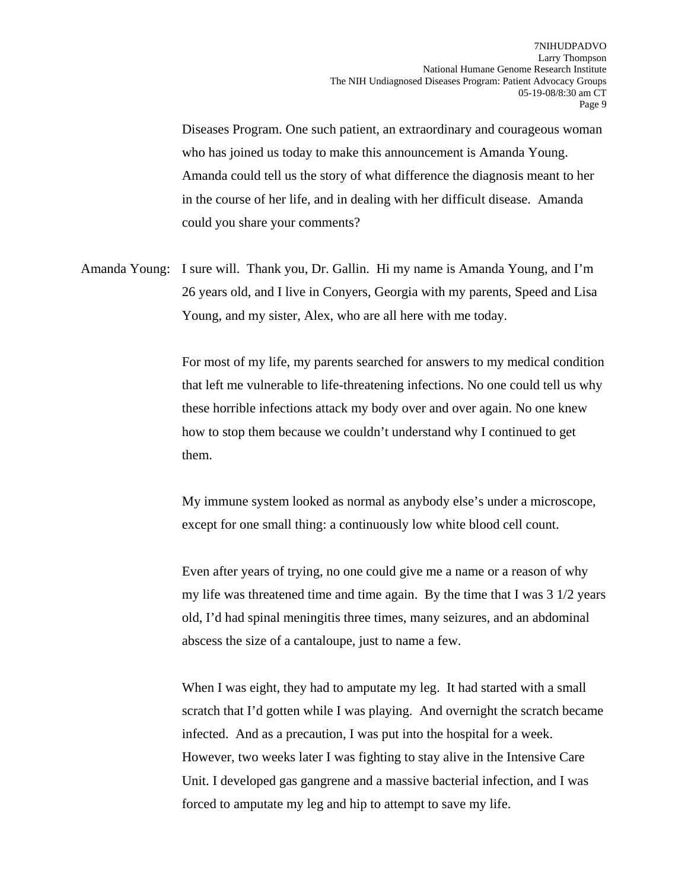Diseases Program. One such patient, an extraordinary and courageous woman who has joined us today to make this announcement is Amanda Young. Amanda could tell us the story of what difference the diagnosis meant to her in the course of her life, and in dealing with her difficult disease. Amanda could you share your comments?

Amanda Young: I sure will. Thank you, Dr. Gallin. Hi my name is Amanda Young, and I'm 26 years old, and I live in Conyers, Georgia with my parents, Speed and Lisa Young, and my sister, Alex, who are all here with me today.

For most of my life, my parents searched for answers to my medical condition that left me vulnerable to life-threatening infections. No one could tell us why these horrible infections attack my body over and over again. No one knew how to stop them because we couldn't understand why I continued to get them.

My immune system looked as normal as anybody else's under a microscope, except for one small thing: a continuously low white blood cell count.

Even after years of trying, no one could give me a name or a reason of why my life was threatened time and time again. By the time that I was 3 1/2 years old, I'd had spinal meningitis three times, many seizures, and an abdominal abscess the size of a cantaloupe, just to name a few.

When I was eight, they had to amputate my leg. It had started with a small scratch that I'd gotten while I was playing. And overnight the scratch became infected. And as a precaution, I was put into the hospital for a week. However, two weeks later I was fighting to stay alive in the Intensive Care Unit. I developed gas gangrene and a massive bacterial infection, and I was forced to amputate my leg and hip to attempt to save my life.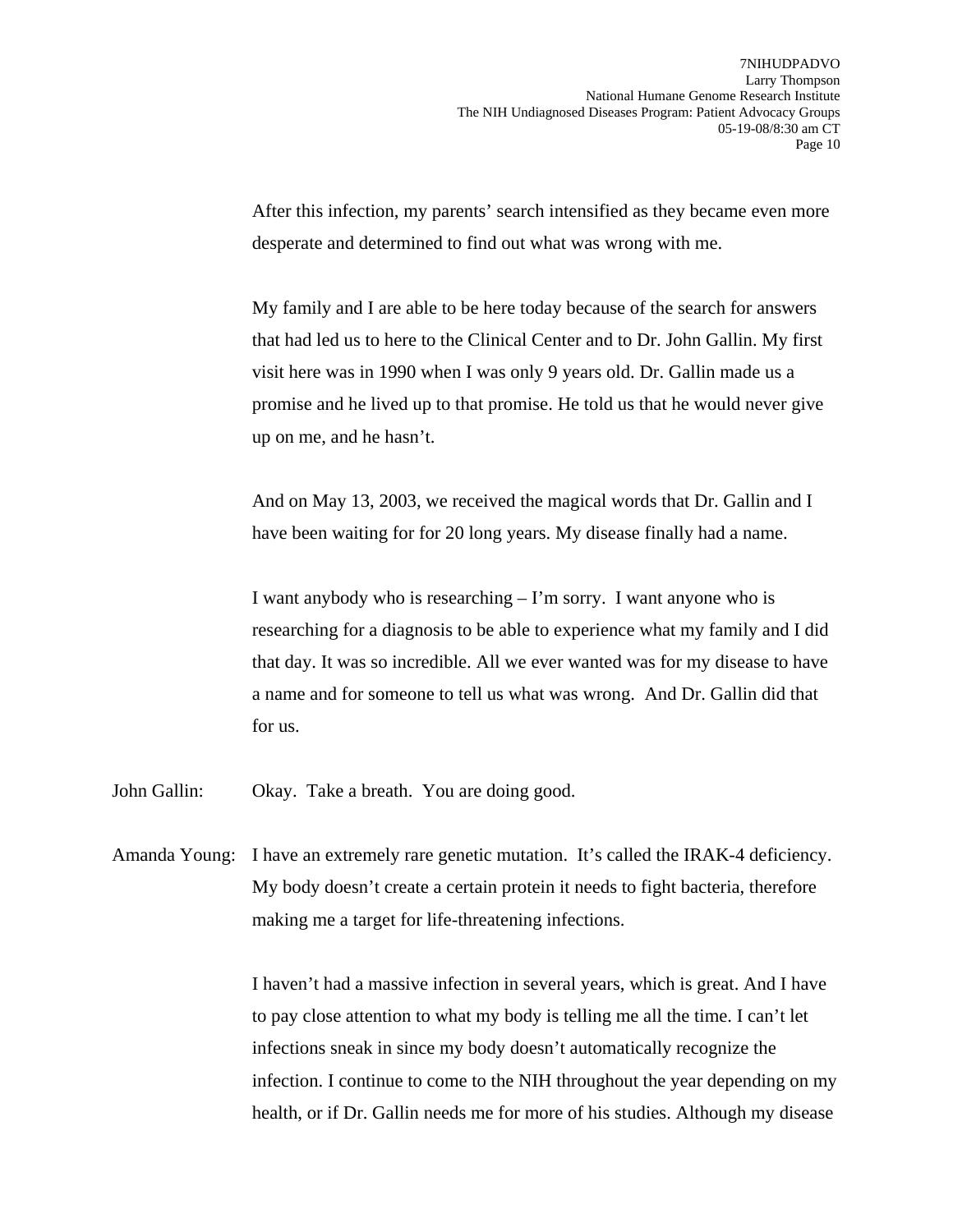After this infection, my parents' search intensified as they became even more desperate and determined to find out what was wrong with me.

My family and I are able to be here today because of the search for answers that had led us to here to the Clinical Center and to Dr. John Gallin. My first visit here was in 1990 when I was only 9 years old. Dr. Gallin made us a promise and he lived up to that promise. He told us that he would never give up on me, and he hasn't.

And on May 13, 2003, we received the magical words that Dr. Gallin and I have been waiting for for 20 long years. My disease finally had a name.

I want anybody who is researching – I'm sorry. I want anyone who is researching for a diagnosis to be able to experience what my family and I did that day. It was so incredible. All we ever wanted was for my disease to have a name and for someone to tell us what was wrong. And Dr. Gallin did that for us.

John Gallin: Okay. Take a breath. You are doing good.

Amanda Young: I have an extremely rare genetic mutation. It's called the IRAK-4 deficiency. My body doesn't create a certain protein it needs to fight bacteria, therefore making me a target for life-threatening infections.

I haven't had a massive infection in several years, which is great. And I have to pay close attention to what my body is telling me all the time. I can't let infections sneak in since my body doesn't automatically recognize the infection. I continue to come to the NIH throughout the year depending on my health, or if Dr. Gallin needs me for more of his studies. Although my disease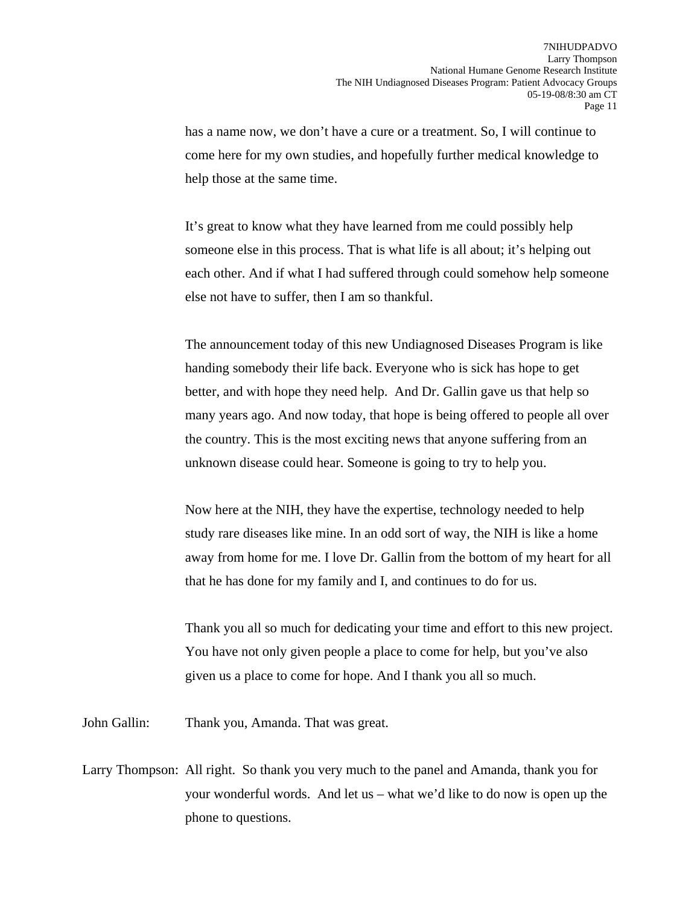has a name now, we don't have a cure or a treatment. So, I will continue to come here for my own studies, and hopefully further medical knowledge to help those at the same time.

It's great to know what they have learned from me could possibly help someone else in this process. That is what life is all about; it's helping out each other. And if what I had suffered through could somehow help someone else not have to suffer, then I am so thankful.

The announcement today of this new Undiagnosed Diseases Program is like handing somebody their life back. Everyone who is sick has hope to get better, and with hope they need help. And Dr. Gallin gave us that help so many years ago. And now today, that hope is being offered to people all over the country. This is the most exciting news that anyone suffering from an unknown disease could hear. Someone is going to try to help you.

Now here at the NIH, they have the expertise, technology needed to help study rare diseases like mine. In an odd sort of way, the NIH is like a home away from home for me. I love Dr. Gallin from the bottom of my heart for all that he has done for my family and I, and continues to do for us.

Thank you all so much for dedicating your time and effort to this new project. You have not only given people a place to come for help, but you've also given us a place to come for hope. And I thank you all so much.

John Gallin: Thank you, Amanda. That was great.

Larry Thompson: All right. So thank you very much to the panel and Amanda, thank you for your wonderful words. And let us – what we'd like to do now is open up the phone to questions.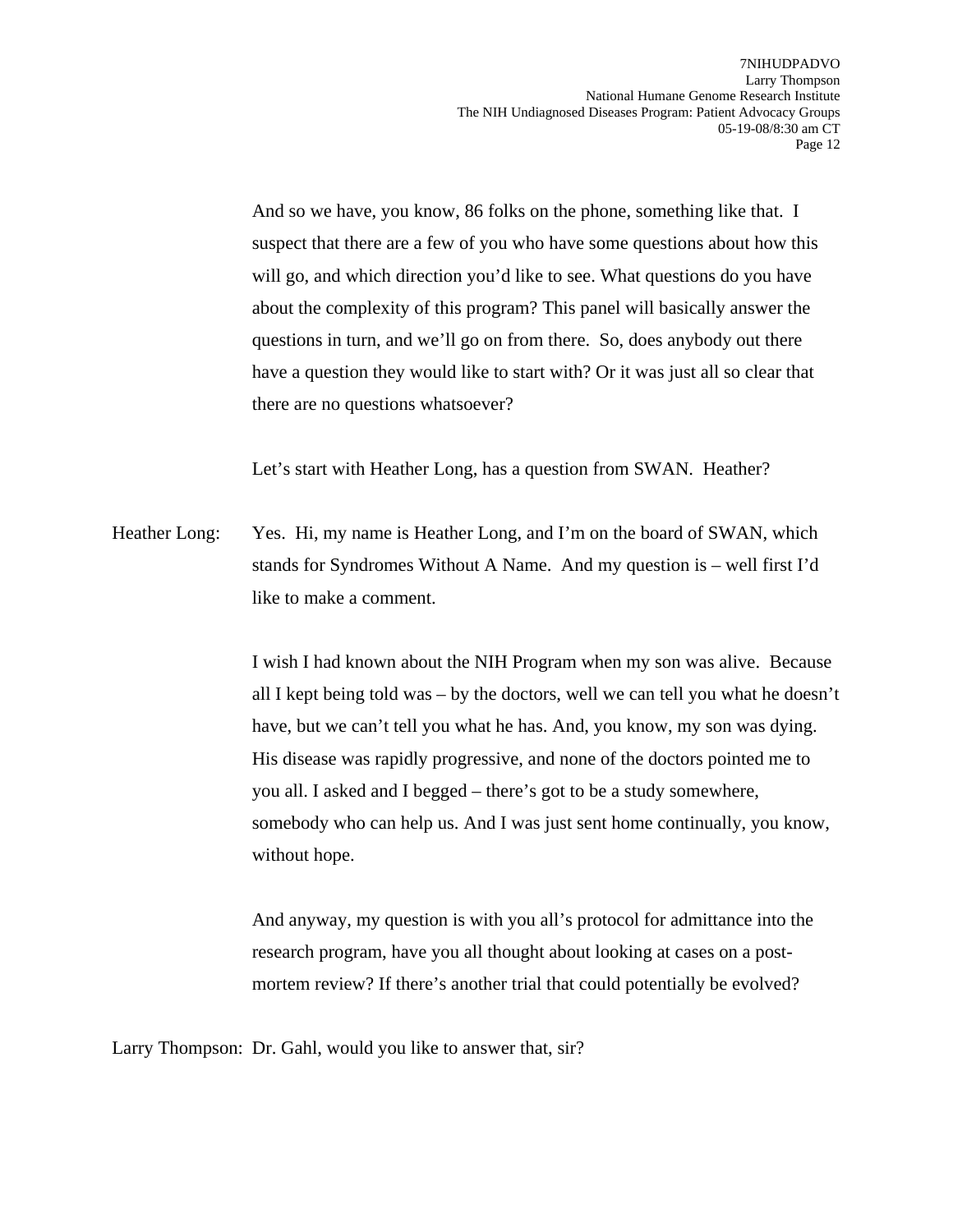And so we have, you know, 86 folks on the phone, something like that. I suspect that there are a few of you who have some questions about how this will go, and which direction you'd like to see. What questions do you have about the complexity of this program? This panel will basically answer the questions in turn, and we'll go on from there. So, does anybody out there have a question they would like to start with? Or it was just all so clear that there are no questions whatsoever?

Let's start with Heather Long, has a question from SWAN. Heather?

Heather Long: Yes. Hi, my name is Heather Long, and I'm on the board of SWAN, which stands for Syndromes Without A Name. And my question is – well first I'd like to make a comment.

I wish I had known about the NIH Program when my son was alive. Because all I kept being told was – by the doctors, well we can tell you what he doesn't have, but we can't tell you what he has. And, you know, my son was dying. His disease was rapidly progressive, and none of the doctors pointed me to you all. I asked and I begged – there's got to be a study somewhere, somebody who can help us. And I was just sent home continually, you know, without hope.

And anyway, my question is with you all's protocol for admittance into the research program, have you all thought about looking at cases on a post-mortem review? If there's another trial that could potentially be evolved?

Larry Thompson: Dr. Gahl, would you like to answer that, sir?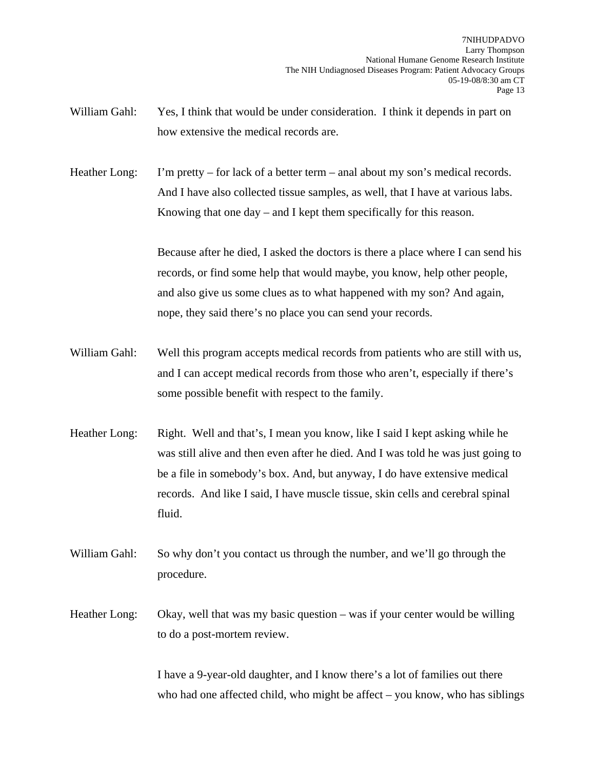William Gahl: Yes, I think that would be under consideration. I think it depends in part on how extensive the medical records are.

Heather Long: I'm pretty – for lack of a better term – anal about my son's medical records. And I have also collected tissue samples, as well, that I have at various labs. Knowing that one day – and I kept them specifically for this reason.

Because after he died, I asked the doctors is there a place where I can send his records, or find some help that would maybe, you know, help other people, and also give us some clues as to what happened with my son? And again, nope, they said there's no place you can send your records.

William Gahl: Well this program accepts medical records from patients who are still with us, and I can accept medical records from those who aren't, especially if there's some possible benefit with respect to the family.

Heather Long: Right. Well and that's, I mean you know, like I said I kept asking while he was still alive and then even after he died. And I was told he was just going to be a file in somebody's box. And, but anyway, I do have extensive medical records. And like I said, I have muscle tissue, skin cells and cerebral spinal fluid.

William Gahl: So why don't you contact us through the number, and we'll go through the procedure.

Heather Long: Okay, well that was my basic question – was if your center would be willing to do a post-mortem review.

I have a 9-year-old daughter, and I know there's a lot of families out there who had one affected child, who might be affect – you know, who has siblings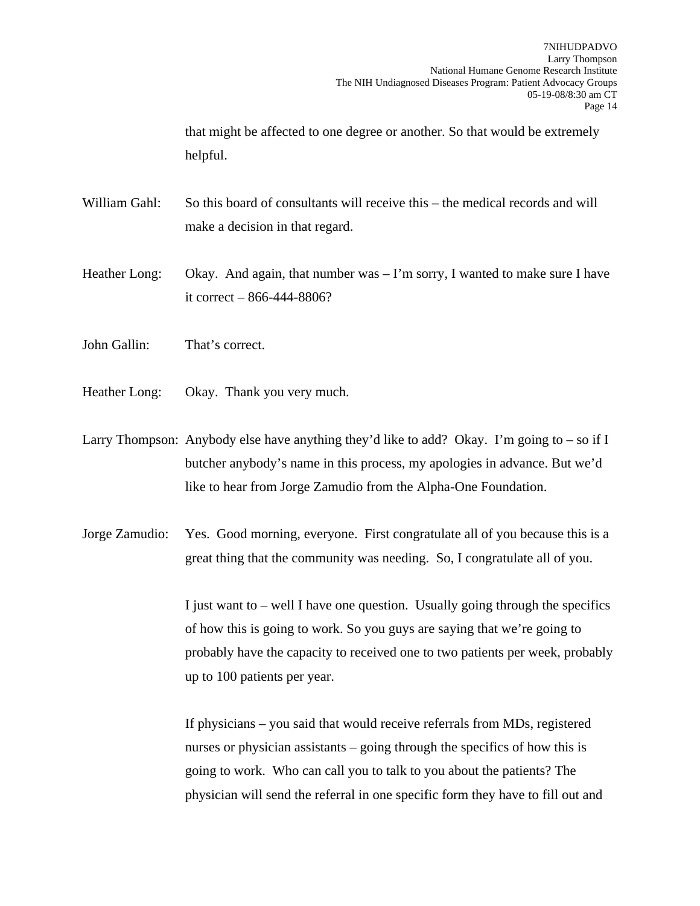that might be affected to one degree or another. So that would be extremely helpful.

William Gahl: So this board of consultants will receive this – the medical records and will make a decision in that regard.

Heather Long: Okay. And again, that number was – I'm sorry, I wanted to make sure I have it correct – 866-444-8806?

John Gallin: That's correct.

Heather Long: Okay. Thank you very much.

Larry Thompson: Anybody else have anything they'd like to add? Okay. I'm going to – so if I butcher anybody's name in this process, my apologies in advance. But we'd like to hear from Jorge Zamudio from the Alpha-One Foundation.

Jorge Zamudio: Yes. Good morning, everyone. First congratulate all of you because this is a great thing that the community was needing. So, I congratulate all of you.

I just want to – well I have one question. Usually going through the specifics of how this is going to work. So you guys are saying that we're going to probably have the capacity to received one to two patients per week, probably up to 100 patients per year.

If physicians – you said that would receive referrals from MDs, registered nurses or physician assistants – going through the specifics of how this is going to work. Who can call you to talk to you about the patients? The physician will send the referral in one specific form they have to fill out and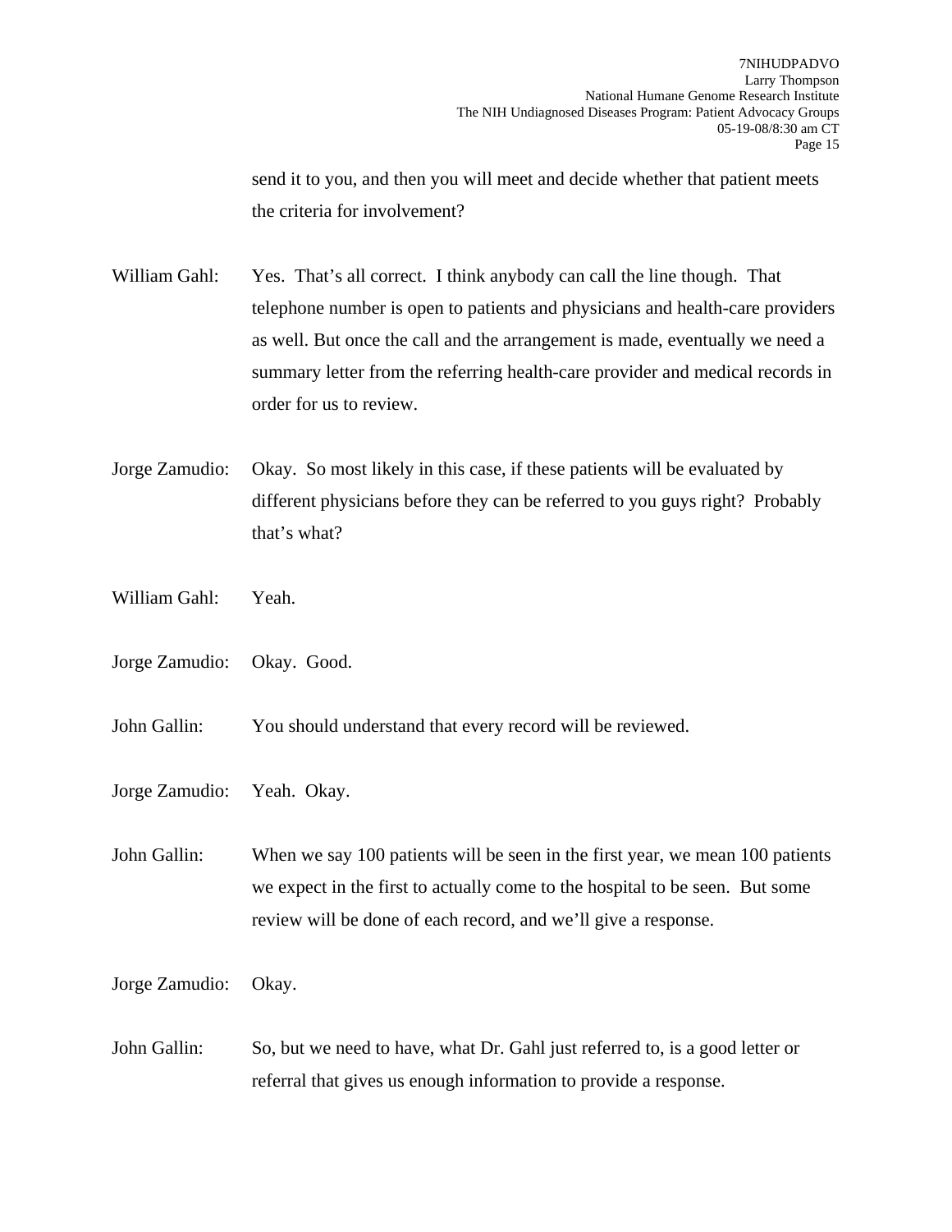send it to you, and then you will meet and decide whether that patient meets the criteria for involvement?

William Gahl: Yes. That's all correct. I think anybody can call the line though. That telephone number is open to patients and physicians and health-care providers as well. But once the call and the arrangement is made, eventually we need a summary letter from the referring health-care provider and medical records in order for us to review.

Jorge Zamudio: Okay. So most likely in this case, if these patients will be evaluated by different physicians before they can be referred to you guys right? Probably that's what?

William Gahl: Yeah.

Jorge Zamudio: Okay. Good.

John Gallin: You should understand that every record will be reviewed.

Jorge Zamudio: Yeah. Okay.

John Gallin: When we say 100 patients will be seen in the first year, we mean 100 patients we expect in the first to actually come to the hospital to be seen. But some review will be done of each record, and we'll give a response.

Jorge Zamudio: Okay.

John Gallin: So, but we need to have, what Dr. Gahl just referred to, is a good letter or referral that gives us enough information to provide a response.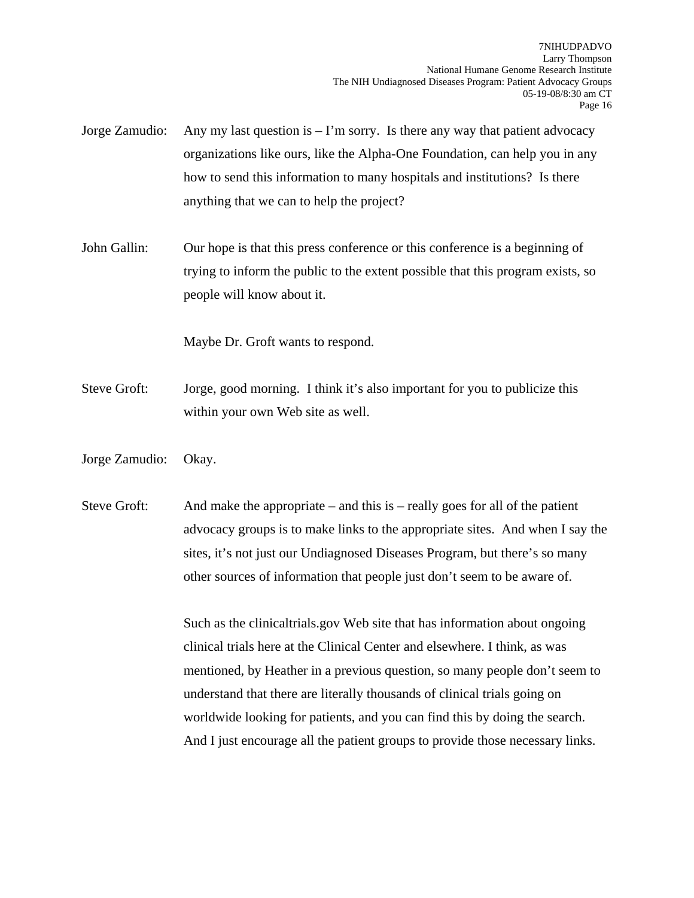Jorge Zamudio: Any my last question is – I'm sorry. Is there any way that patient advocacy organizations like ours, like the Alpha-One Foundation, can help you in any how to send this information to many hospitals and institutions? Is there anything that we can to help the project?

John Gallin: Our hope is that this press conference or this conference is a beginning of trying to inform the public to the extent possible that this program exists, so people will know about it.

Maybe Dr. Groft wants to respond.

Steve Groft: Jorge, good morning. I think it's also important for you to publicize this within your own Web site as well.

Jorge Zamudio: Okay.

Steve Groft: And make the appropriate – and this is – really goes for all of the patient advocacy groups is to make links to the appropriate sites. And when I say the sites, it's not just our Undiagnosed Diseases Program, but there's so many other sources of information that people just don't seem to be aware of.

Such as the clinicaltrials.gov Web site that has information about ongoing clinical trials here at the Clinical Center and elsewhere. I think, as was mentioned, by Heather in a previous question, so many people don't seem to understand that there are literally thousands of clinical trials going on worldwide looking for patients, and you can find this by doing the search. And I just encourage all the patient groups to provide those necessary links.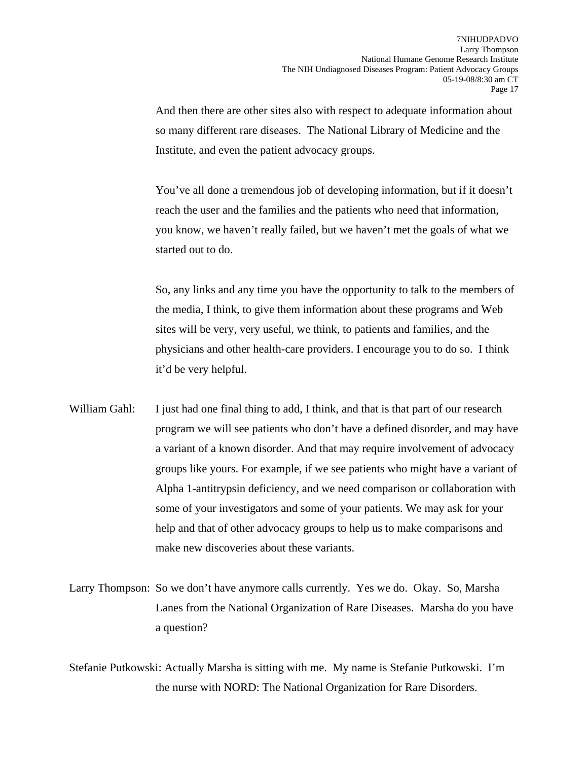And then there are other sites also with respect to adequate information about so many different rare diseases. The National Library of Medicine and the Institute, and even the patient advocacy groups.

You've all done a tremendous job of developing information, but if it doesn't reach the user and the families and the patients who need that information, you know, we haven't really failed, but we haven't met the goals of what we started out to do.

So, any links and any time you have the opportunity to talk to the members of the media, I think, to give them information about these programs and Web sites will be very, very useful, we think, to patients and families, and the physicians and other health-care providers. I encourage you to do so. I think it'd be very helpful.

William Gahl: I just had one final thing to add, I think, and that is that part of our research program we will see patients who don't have a defined disorder, and may have a variant of a known disorder. And that may require involvement of advocacy groups like yours. For example, if we see patients who might have a variant of Alpha 1-antitrypsin deficiency, and we need comparison or collaboration with some of your investigators and some of your patients. We may ask for your help and that of other advocacy groups to help us to make comparisons and make new discoveries about these variants.

Larry Thompson: So we don't have anymore calls currently. Yes we do. Okay. So, Marsha Lanes from the National Organization of Rare Diseases. Marsha do you have a question?

Stefanie Putkowski: Actually Marsha is sitting with me. My name is Stefanie Putkowski. I'm the nurse with NORD: The National Organization for Rare Disorders.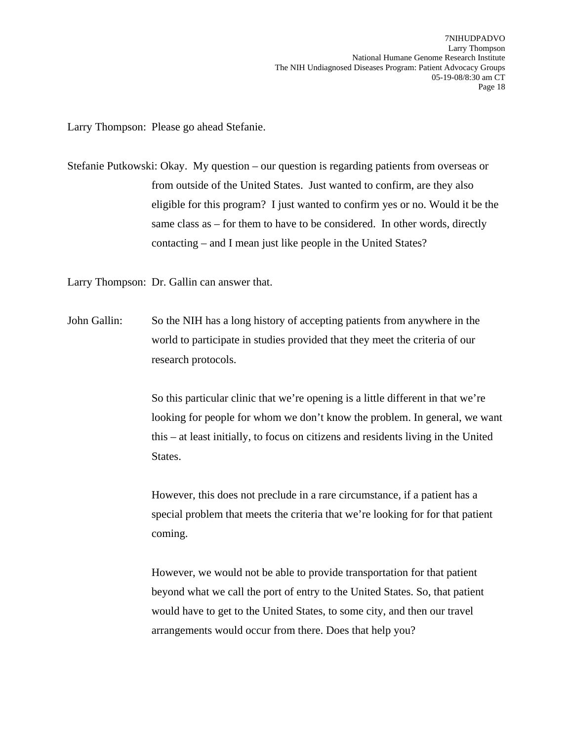Larry Thompson: Please go ahead Stefanie.

Stefanie Putkowski: Okay. My question – our question is regarding patients from overseas or from outside of the United States. Just wanted to confirm, are they also eligible for this program? I just wanted to confirm yes or no. Would it be the same class as – for them to have to be considered. In other words, directly contacting – and I mean just like people in the United States?

Larry Thompson: Dr. Gallin can answer that.

John Gallin: So the NIH has a long history of accepting patients from anywhere in the world to participate in studies provided that they meet the criteria of our research protocols.

So this particular clinic that we're opening is a little different in that we're looking for people for whom we don't know the problem. In general, we want this – at least initially, to focus on citizens and residents living in the United States.

However, this does not preclude in a rare circumstance, if a patient has a special problem that meets the criteria that we're looking for for that patient coming.

However, we would not be able to provide transportation for that patient beyond what we call the port of entry to the United States. So, that patient would have to get to the United States, to some city, and then our travel arrangements would occur from there. Does that help you?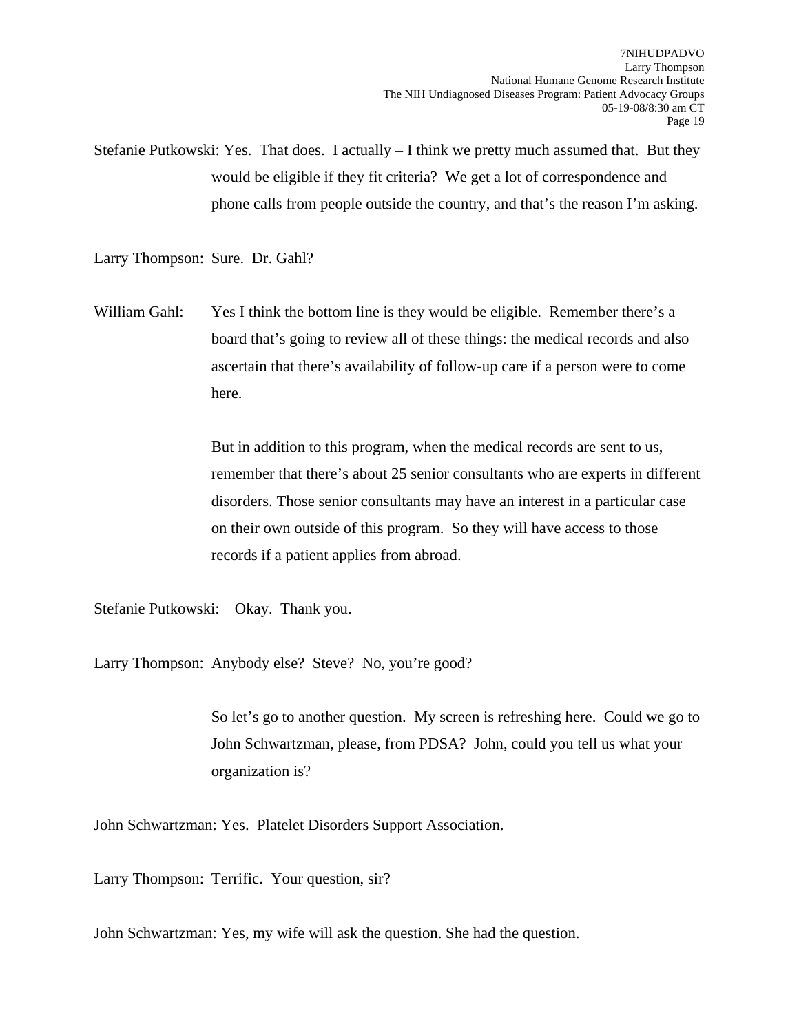Stefanie Putkowski: Yes. That does. I actually – I think we pretty much assumed that. But they would be eligible if they fit criteria? We get a lot of correspondence and phone calls from people outside the country, and that's the reason I'm asking.

Larry Thompson: Sure. Dr. Gahl?

William Gahl: Yes I think the bottom line is they would be eligible. Remember there's a board that's going to review all of these things: the medical records and also ascertain that there's availability of follow-up care if a person were to come here.

But in addition to this program, when the medical records are sent to us, remember that there's about 25 senior consultants who are experts in different disorders. Those senior consultants may have an interest in a particular case on their own outside of this program. So they will have access to those records if a patient applies from abroad.

Stefanie Putkowski: Okay. Thank you.

Larry Thompson: Anybody else? Steve? No, you're good?

So let's go to another question. My screen is refreshing here. Could we go to John Schwartzman, please, from PDSA? John, could you tell us what your organization is?

John Schwartzman: Yes. Platelet Disorders Support Association.

Larry Thompson: Terrific. Your question, sir?

John Schwartzman: Yes, my wife will ask the question. She had the question.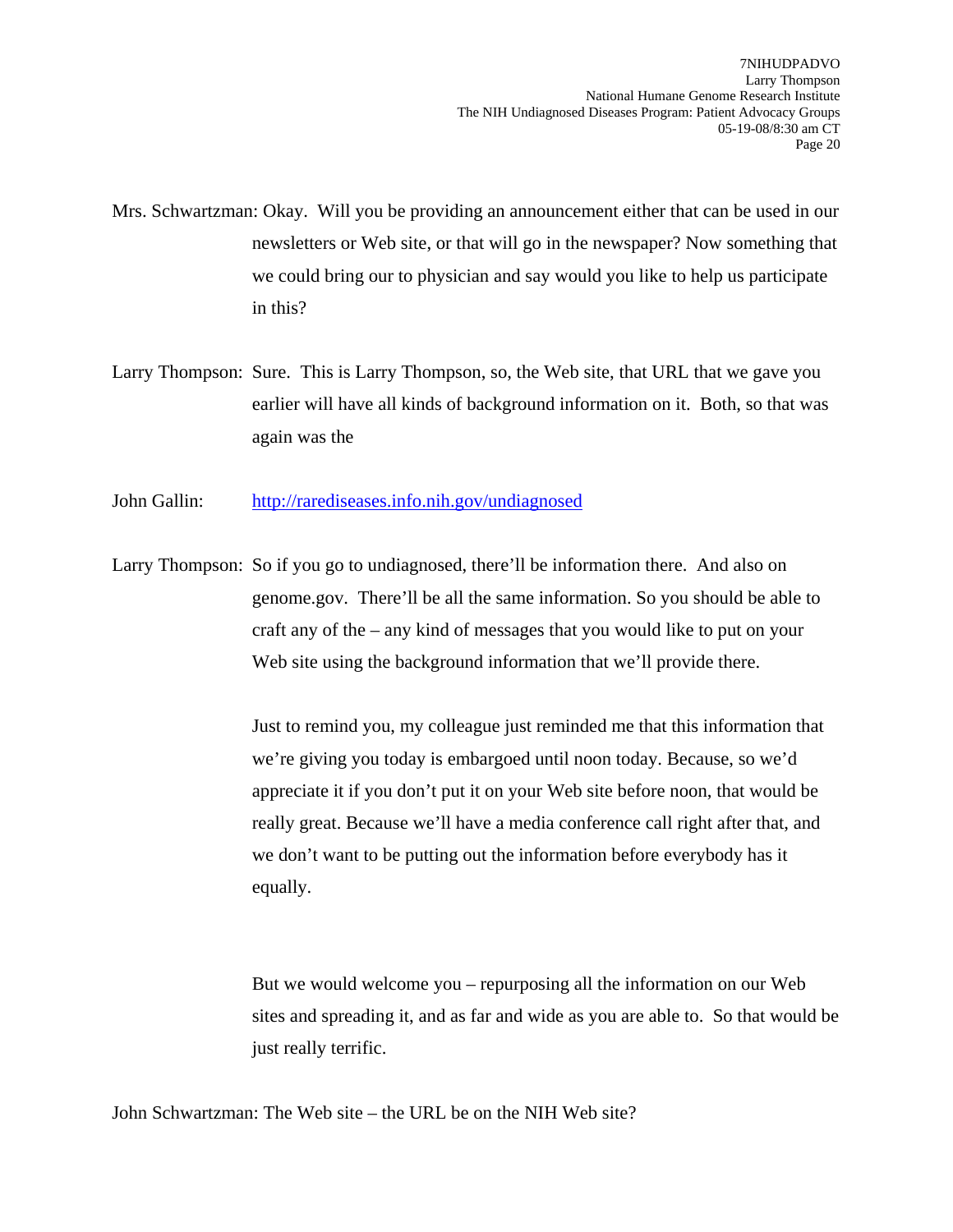Mrs. Schwartzman: Okay. Will you be providing an announcement either that can be used in our newsletters or Web site, or that will go in the newspaper? Now something that we could bring our to physician and say would you like to help us participate in this?

Larry Thompson: Sure. This is Larry Thompson, so, the Web site, that URL that we gave you earlier will have all kinds of background information on it. Both, so that was again was the

John Gallin: http://rarediseases.info.nih.gov/undiagnosed

Larry Thompson: So if you go to undiagnosed, there'll be information there. And also on genome.gov. There'll be all the same information. So you should be able to craft any of the – any kind of messages that you would like to put on your Web site using the background information that we'll provide there.

Just to remind you, my colleague just reminded me that this information that we're giving you today is embargoed until noon today. Because, so we'd appreciate it if you don't put it on your Web site before noon, that would be really great. Because we'll have a media conference call right after that, and we don't want to be putting out the information before everybody has it equally.

But we would welcome you – repurposing all the information on our Web sites and spreading it, and as far and wide as you are able to. So that would be just really terrific.

John Schwartzman: The Web site – the URL be on the NIH Web site?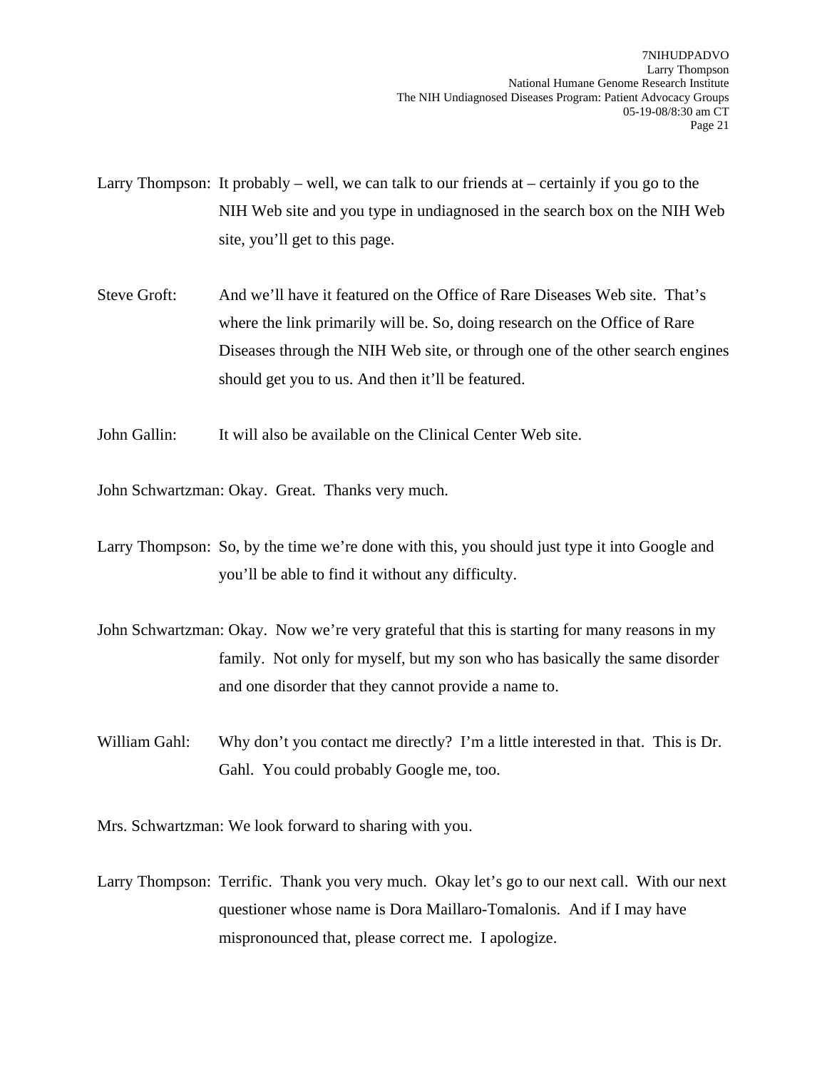Larry Thompson: It probably – well, we can talk to our friends at – certainly if you go to the NIH Web site and you type in undiagnosed in the search box on the NIH Web site, you'll get to this page.

Steve Groft: And we'll have it featured on the Office of Rare Diseases Web site. That's where the link primarily will be. So, doing research on the Office of Rare Diseases through the NIH Web site, or through one of the other search engines should get you to us. And then it'll be featured.

John Gallin: It will also be available on the Clinical Center Web site.

John Schwartzman: Okay. Great. Thanks very much.

Larry Thompson: So, by the time we're done with this, you should just type it into Google and you'll be able to find it without any difficulty.

John Schwartzman: Okay. Now we're very grateful that this is starting for many reasons in my family. Not only for myself, but my son who has basically the same disorder and one disorder that they cannot provide a name to.

William Gahl: Why don't you contact me directly? I'm a little interested in that. This is Dr. Gahl. You could probably Google me, too.

Mrs. Schwartzman: We look forward to sharing with you.

Larry Thompson: Terrific. Thank you very much. Okay let's go to our next call. With our next questioner whose name is Dora Maillaro-Tomalonis. And if I may have mispronounced that, please correct me. I apologize.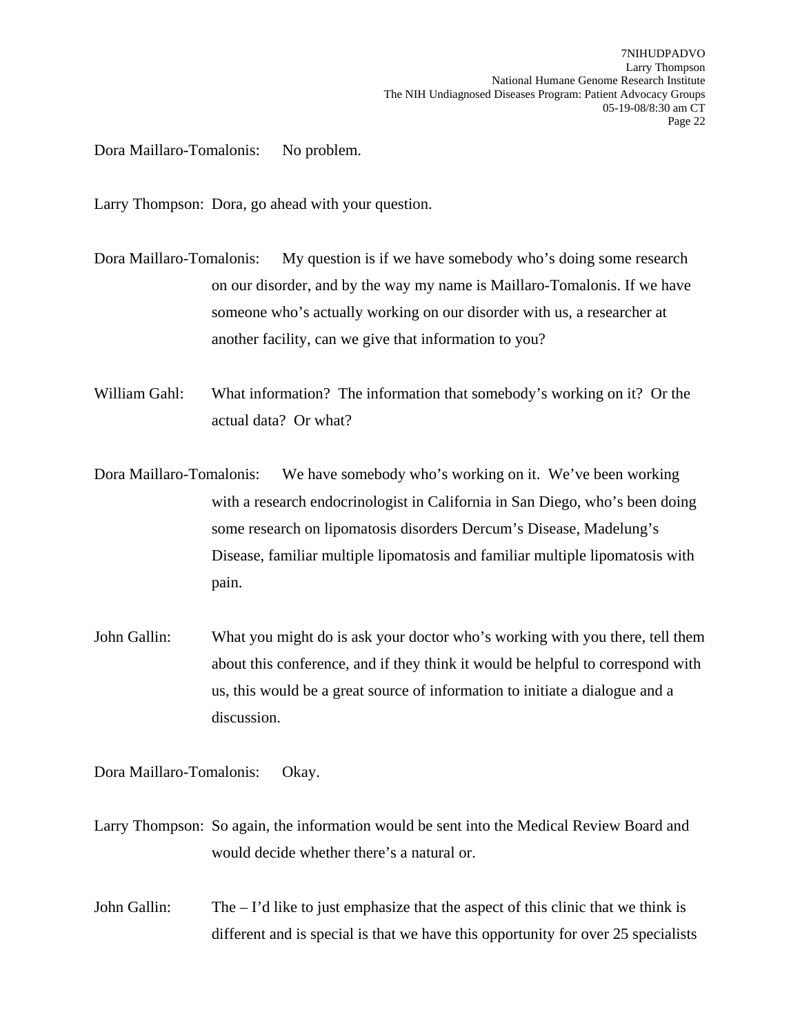Dora Maillaro-Tomalonis: No problem.

Larry Thompson: Dora, go ahead with your question.

Dora Maillaro-Tomalonis: My question is if we have somebody who's doing some research on our disorder, and by the way my name is Maillaro-Tomalonis. If we have someone who's actually working on our disorder with us, a researcher at another facility, can we give that information to you?

William Gahl: What information? The information that somebody's working on it? Or the actual data? Or what?

Dora Maillaro-Tomalonis: We have somebody who's working on it. We've been working with a research endocrinologist in California in San Diego, who's been doing some research on lipomatosis disorders Dercum's Disease, Madelung's Disease, familiar multiple lipomatosis and familiar multiple lipomatosis with pain.

John Gallin: What you might do is ask your doctor who's working with you there, tell them about this conference, and if they think it would be helpful to correspond with us, this would be a great source of information to initiate a dialogue and a discussion.

Dora Maillaro-Tomalonis: Okay.

Larry Thompson: So again, the information would be sent into the Medical Review Board and would decide whether there's a natural or.

John Gallin: The – I'd like to just emphasize that the aspect of this clinic that we think is different and is special is that we have this opportunity for over 25 specialists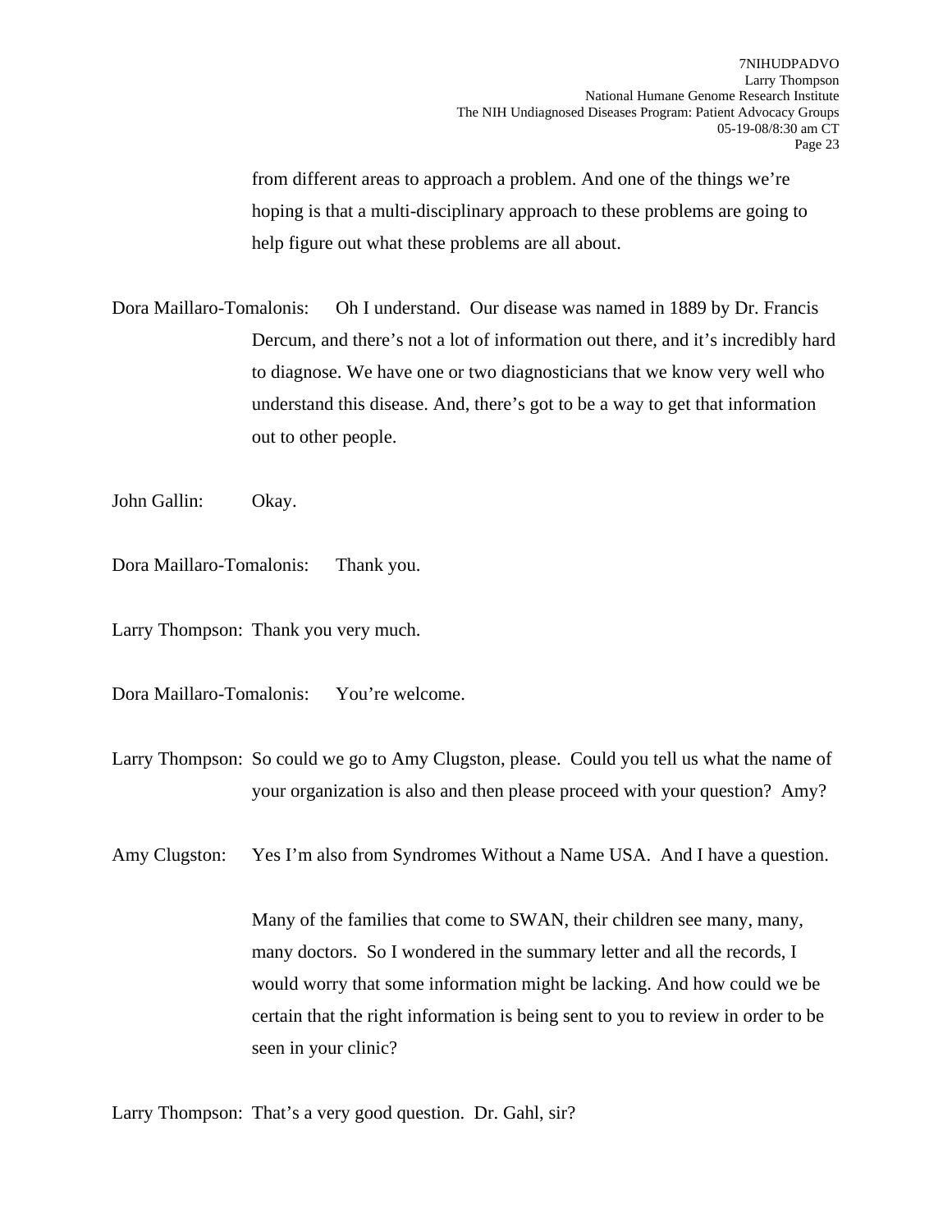from different areas to approach a problem. And one of the things we're hoping is that a multi-disciplinary approach to these problems are going to help figure out what these problems are all about.

Dora Maillaro-Tomalonis: Oh I understand. Our disease was named in 1889 by Dr. Francis Dercum, and there's not a lot of information out there, and it's incredibly hard to diagnose. We have one or two diagnosticians that we know very well who understand this disease. And, there's got to be a way to get that information out to other people.

John Gallin: Okay.

Dora Maillaro-Tomalonis: Thank you.

Larry Thompson: Thank you very much.

Dora Maillaro-Tomalonis: You're welcome.

Larry Thompson: So could we go to Amy Clugston, please. Could you tell us what the name of your organization is also and then please proceed with your question? Amy?

Amy Clugston: Yes I'm also from Syndromes Without a Name USA. And I have a question.

Many of the families that come to SWAN, their children see many, many, many doctors. So I wondered in the summary letter and all the records, I would worry that some information might be lacking. And how could we be certain that the right information is being sent to you to review in order to be seen in your clinic?

Larry Thompson: That's a very good question. Dr. Gahl, sir?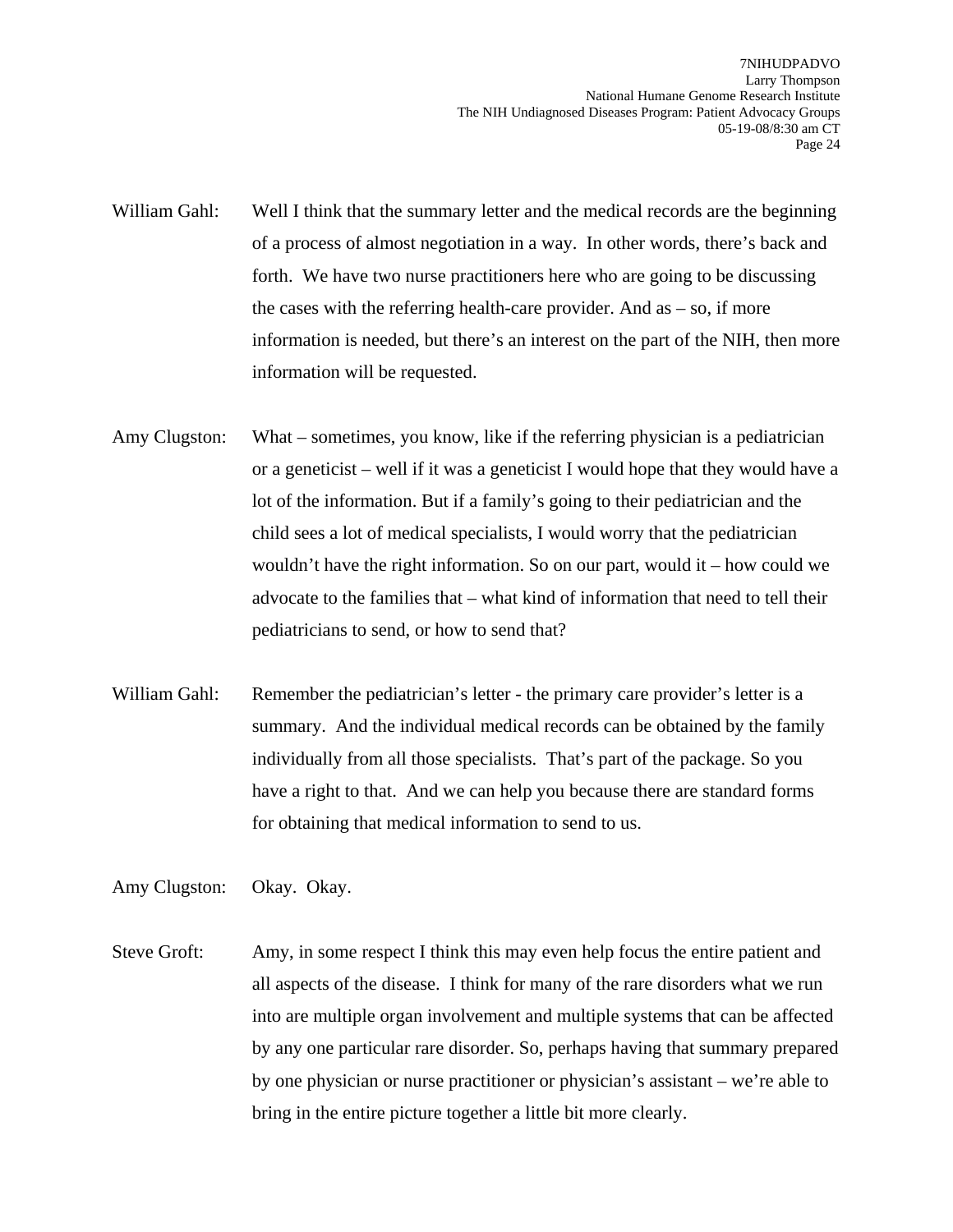William Gahl: Well I think that the summary letter and the medical records are the beginning of a process of almost negotiation in a way. In other words, there's back and forth. We have two nurse practitioners here who are going to be discussing the cases with the referring health-care provider. And as – so, if more information is needed, but there's an interest on the part of the NIH, then more information will be requested.

Amy Clugston: What – sometimes, you know, like if the referring physician is a pediatrician or a geneticist – well if it was a geneticist I would hope that they would have a lot of the information. But if a family's going to their pediatrician and the child sees a lot of medical specialists, I would worry that the pediatrician wouldn't have the right information. So on our part, would it – how could we advocate to the families that – what kind of information that need to tell their pediatricians to send, or how to send that?

William Gahl: Remember the pediatrician's letter - the primary care provider's letter is a summary. And the individual medical records can be obtained by the family individually from all those specialists. That's part of the package. So you have a right to that. And we can help you because there are standard forms for obtaining that medical information to send to us.

Amy Clugston: Okay. Okay.

Steve Groft: Amy, in some respect I think this may even help focus the entire patient and all aspects of the disease. I think for many of the rare disorders what we run into are multiple organ involvement and multiple systems that can be affected by any one particular rare disorder. So, perhaps having that summary prepared by one physician or nurse practitioner or physician's assistant – we're able to bring in the entire picture together a little bit more clearly.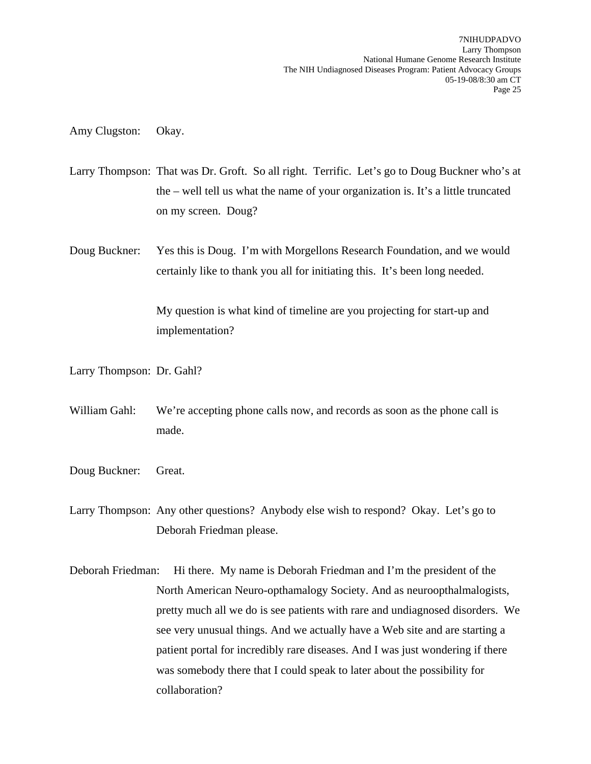Amy Clugston: Okay.

Larry Thompson: That was Dr. Groft. So all right. Terrific. Let's go to Doug Buckner who's at the – well tell us what the name of your organization is. It's a little truncated on my screen. Doug?

Doug Buckner: Yes this is Doug. I'm with Morgellons Research Foundation, and we would certainly like to thank you all for initiating this. It's been long needed.

My question is what kind of timeline are you projecting for start-up and implementation?

Larry Thompson: Dr. Gahl?

William Gahl: We're accepting phone calls now, and records as soon as the phone call is made.

Doug Buckner: Great.

Larry Thompson: Any other questions? Anybody else wish to respond? Okay. Let's go to Deborah Friedman please.

Deborah Friedman: Hi there. My name is Deborah Friedman and I'm the president of the North American Neuro-opthamalogy Society. And as neuroopthalmalogists, pretty much all we do is see patients with rare and undiagnosed disorders. We see very unusual things. And we actually have a Web site and are starting a patient portal for incredibly rare diseases. And I was just wondering if there was somebody there that I could speak to later about the possibility for collaboration?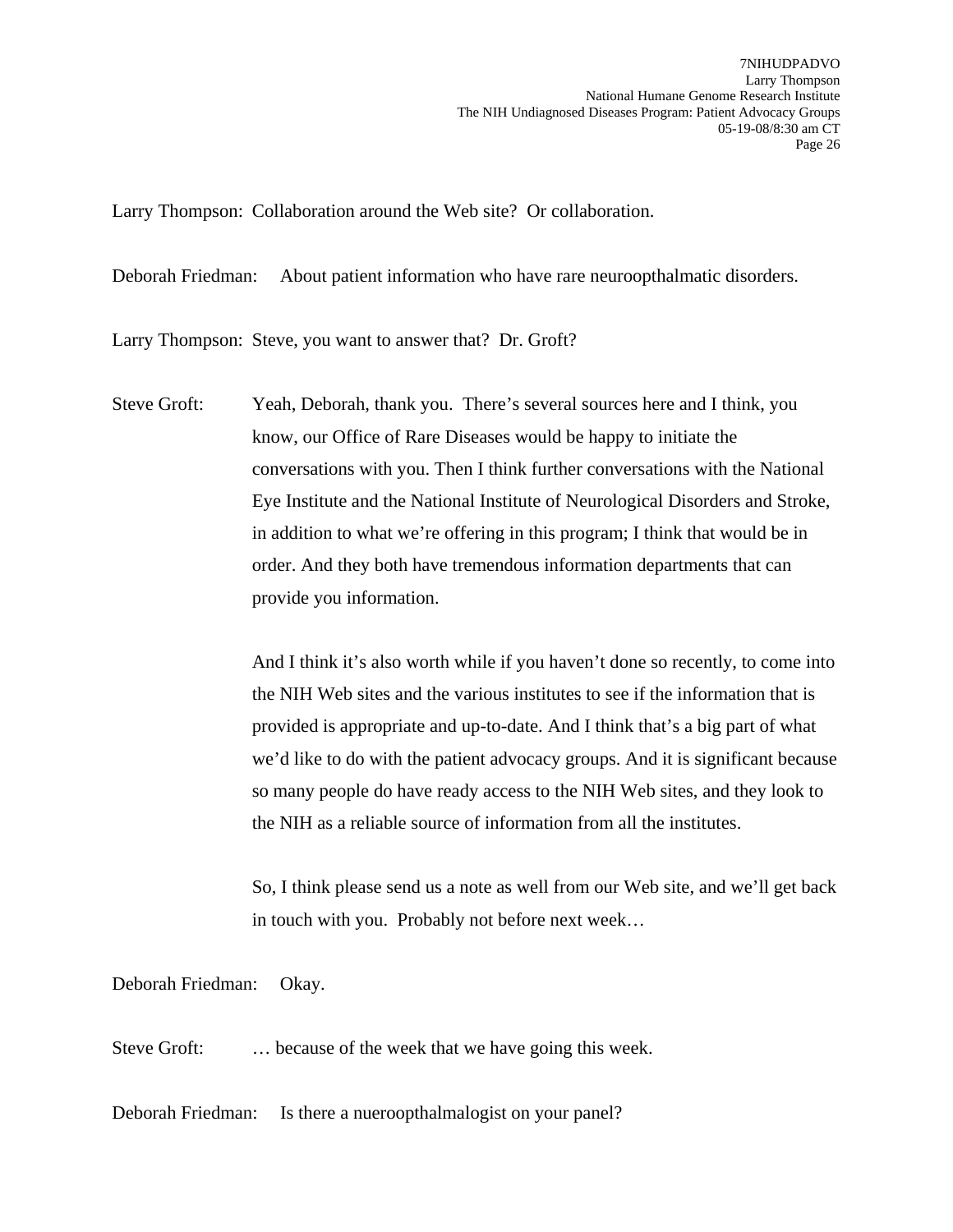Larry Thompson: Collaboration around the Web site? Or collaboration.

Deborah Friedman: About patient information who have rare neuroopthalmatic disorders.

Larry Thompson: Steve, you want to answer that? Dr. Groft?

Steve Groft: Yeah, Deborah, thank you. There's several sources here and I think, you know, our Office of Rare Diseases would be happy to initiate the conversations with you. Then I think further conversations with the National Eye Institute and the National Institute of Neurological Disorders and Stroke, in addition to what we're offering in this program; I think that would be in order. And they both have tremendous information departments that can provide you information.

And I think it's also worth while if you haven't done so recently, to come into the NIH Web sites and the various institutes to see if the information that is provided is appropriate and up-to-date. And I think that's a big part of what we'd like to do with the patient advocacy groups. And it is significant because so many people do have ready access to the NIH Web sites, and they look to the NIH as a reliable source of information from all the institutes.

So, I think please send us a note as well from our Web site, and we'll get back in touch with you. Probably not before next week…

Deborah Friedman: Okay.

Steve Groft: … because of the week that we have going this week.

Deborah Friedman: Is there a nueroopthalmalogist on your panel?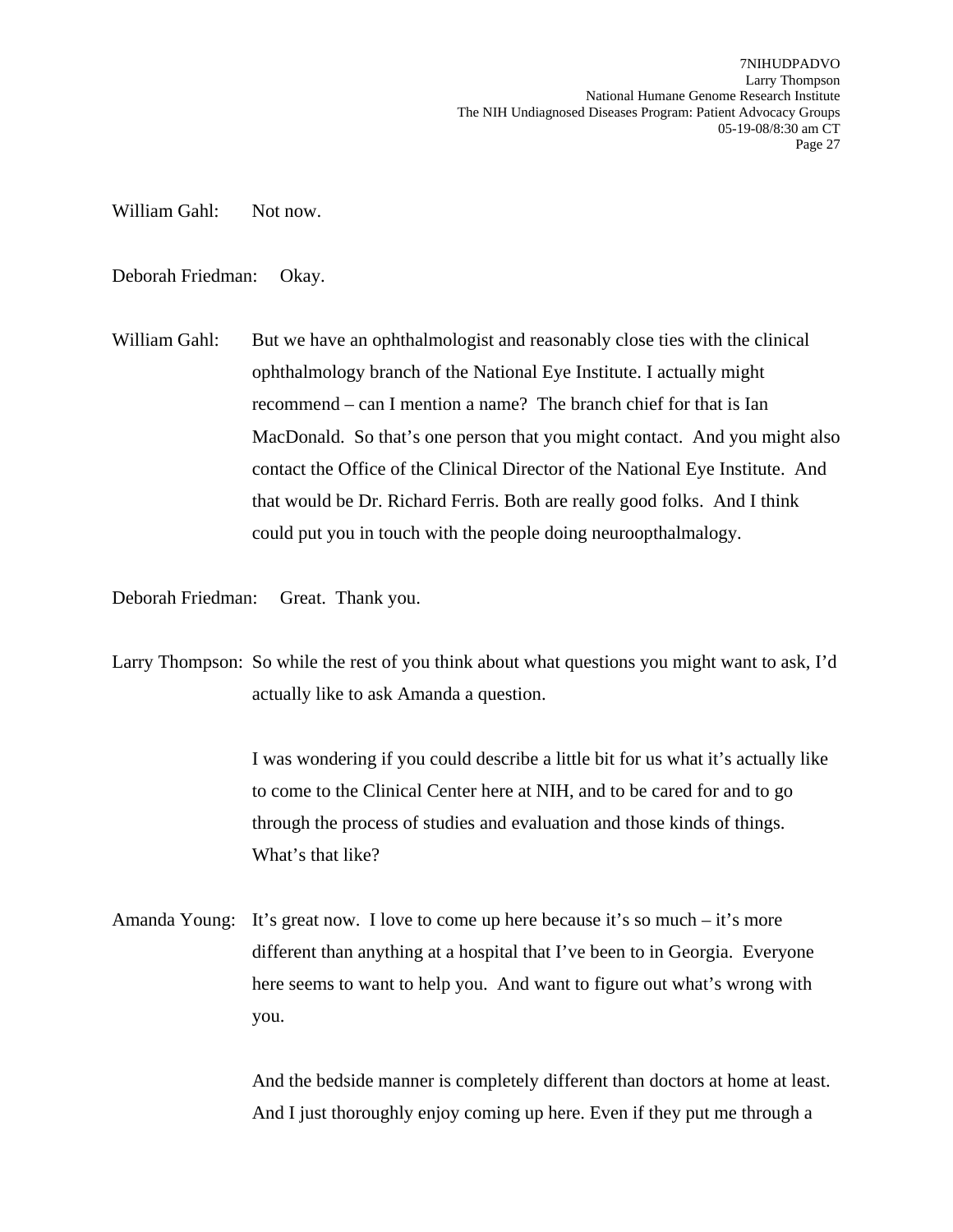William Gahl: Not now.

Deborah Friedman: Okay.

William Gahl: But we have an ophthalmologist and reasonably close ties with the clinical ophthalmology branch of the National Eye Institute. I actually might recommend – can I mention a name? The branch chief for that is Ian MacDonald. So that's one person that you might contact. And you might also contact the Office of the Clinical Director of the National Eye Institute. And that would be Dr. Richard Ferris. Both are really good folks. And I think could put you in touch with the people doing neuroopthalmalogy.

Deborah Friedman: Great. Thank you.

Larry Thompson: So while the rest of you think about what questions you might want to ask, I'd actually like to ask Amanda a question.

I was wondering if you could describe a little bit for us what it's actually like to come to the Clinical Center here at NIH, and to be cared for and to go through the process of studies and evaluation and those kinds of things. What's that like?

Amanda Young: It's great now. I love to come up here because it's so much – it's more different than anything at a hospital that I've been to in Georgia. Everyone here seems to want to help you. And want to figure out what's wrong with you.

And the bedside manner is completely different than doctors at home at least. And I just thoroughly enjoy coming up here. Even if they put me through a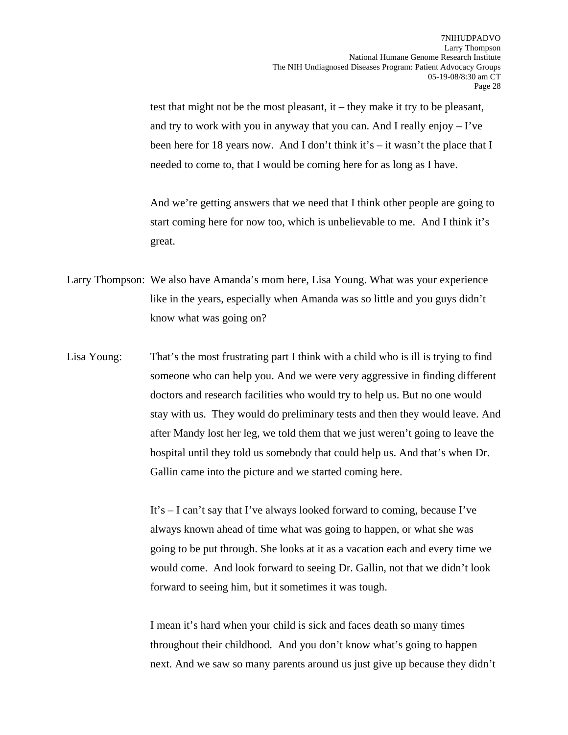test that might not be the most pleasant, it – they make it try to be pleasant, and try to work with you in anyway that you can. And I really enjoy – I've been here for 18 years now. And I don't think it's – it wasn't the place that I needed to come to, that I would be coming here for as long as I have.

And we're getting answers that we need that I think other people are going to start coming here for now too, which is unbelievable to me. And I think it's great.

Larry Thompson: We also have Amanda's mom here, Lisa Young. What was your experience like in the years, especially when Amanda was so little and you guys didn't know what was going on?

Lisa Young: That's the most frustrating part I think with a child who is ill is trying to find someone who can help you. And we were very aggressive in finding different doctors and research facilities who would try to help us. But no one would stay with us. They would do preliminary tests and then they would leave. And after Mandy lost her leg, we told them that we just weren't going to leave the hospital until they told us somebody that could help us. And that's when Dr. Gallin came into the picture and we started coming here.

It's – I can't say that I've always looked forward to coming, because I've always known ahead of time what was going to happen, or what she was going to be put through. She looks at it as a vacation each and every time we would come. And look forward to seeing Dr. Gallin, not that we didn't look forward to seeing him, but it sometimes it was tough.

I mean it's hard when your child is sick and faces death so many times throughout their childhood. And you don't know what's going to happen next. And we saw so many parents around us just give up because they didn't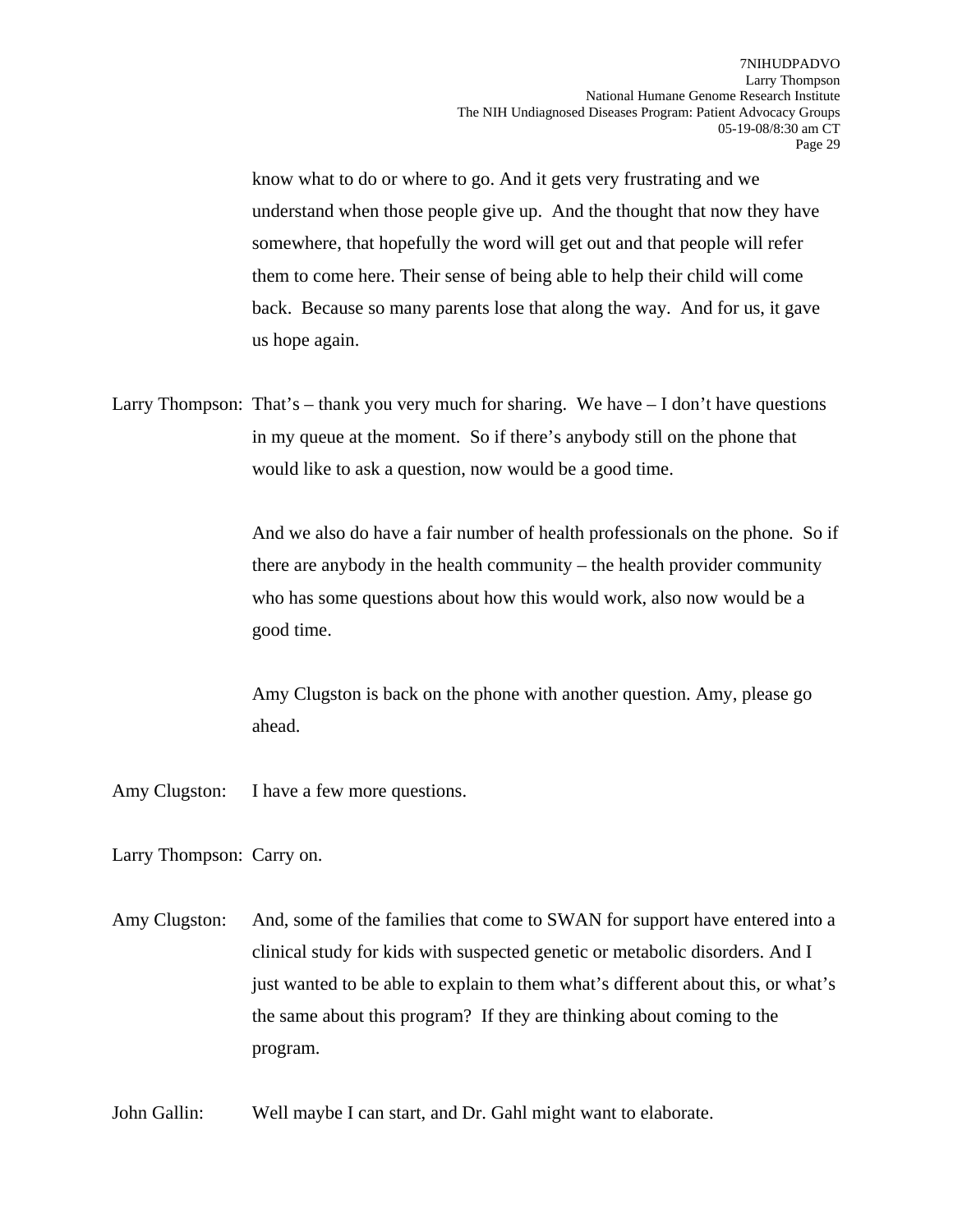know what to do or where to go. And it gets very frustrating and we understand when those people give up. And the thought that now they have somewhere, that hopefully the word will get out and that people will refer them to come here. Their sense of being able to help their child will come back. Because so many parents lose that along the way. And for us, it gave us hope again.

Larry Thompson: That's – thank you very much for sharing. We have – I don't have questions in my queue at the moment. So if there's anybody still on the phone that would like to ask a question, now would be a good time.

And we also do have a fair number of health professionals on the phone. So if there are anybody in the health community – the health provider community who has some questions about how this would work, also now would be a good time.

Amy Clugston is back on the phone with another question. Amy, please go ahead.

Amy Clugston: I have a few more questions.

Larry Thompson: Carry on.

Amy Clugston: And, some of the families that come to SWAN for support have entered into a clinical study for kids with suspected genetic or metabolic disorders. And I just wanted to be able to explain to them what's different about this, or what's the same about this program? If they are thinking about coming to the program.

John Gallin: Well maybe I can start, and Dr. Gahl might want to elaborate.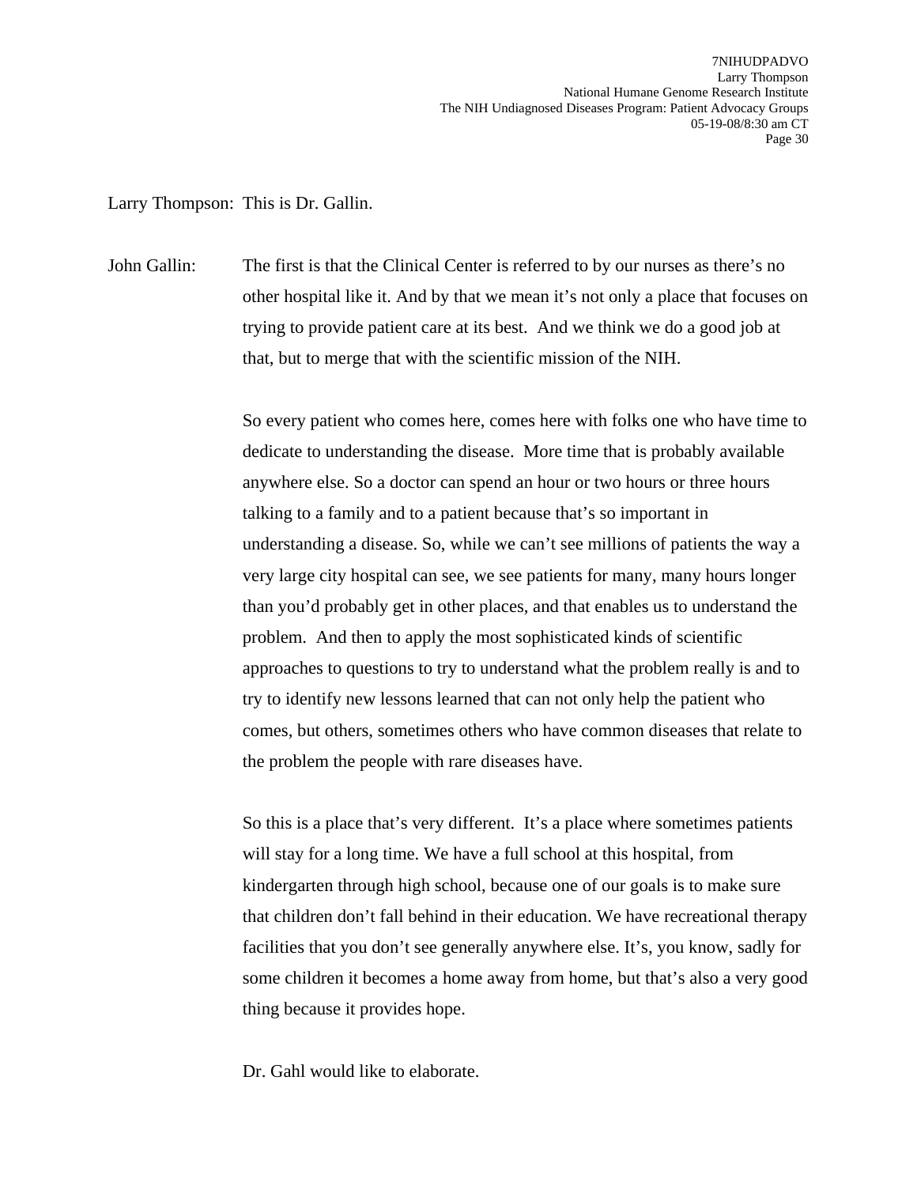Larry Thompson: This is Dr. Gallin.

John Gallin: The first is that the Clinical Center is referred to by our nurses as there's no other hospital like it. And by that we mean it's not only a place that focuses on trying to provide patient care at its best. And we think we do a good job at that, but to merge that with the scientific mission of the NIH.

So every patient who comes here, comes here with folks one who have time to dedicate to understanding the disease. More time that is probably available anywhere else. So a doctor can spend an hour or two hours or three hours talking to a family and to a patient because that's so important in understanding a disease. So, while we can't see millions of patients the way a very large city hospital can see, we see patients for many, many hours longer than you'd probably get in other places, and that enables us to understand the problem. And then to apply the most sophisticated kinds of scientific approaches to questions to try to understand what the problem really is and to try to identify new lessons learned that can not only help the patient who comes, but others, sometimes others who have common diseases that relate to the problem the people with rare diseases have.

So this is a place that's very different. It's a place where sometimes patients will stay for a long time. We have a full school at this hospital, from kindergarten through high school, because one of our goals is to make sure that children don't fall behind in their education. We have recreational therapy facilities that you don't see generally anywhere else. It's, you know, sadly for some children it becomes a home away from home, but that's also a very good thing because it provides hope.

Dr. Gahl would like to elaborate.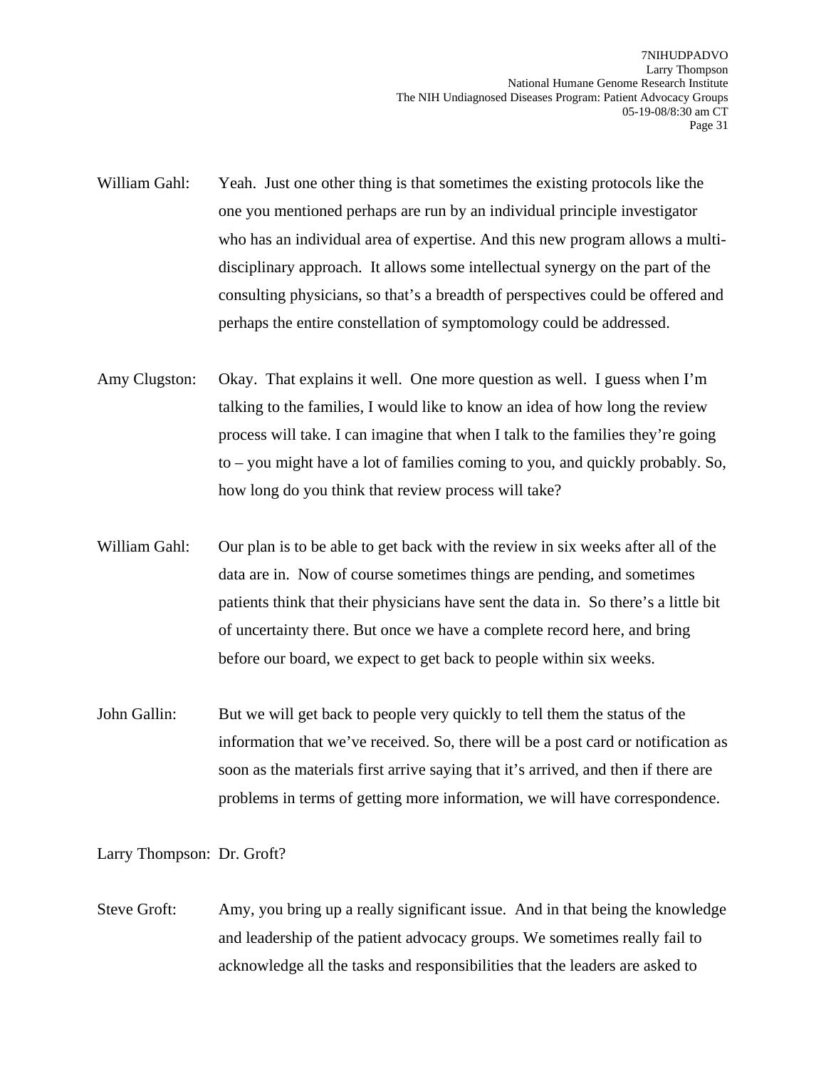William Gahl: Yeah. Just one other thing is that sometimes the existing protocols like the one you mentioned perhaps are run by an individual principle investigator who has an individual area of expertise. And this new program allows a multi-disciplinary approach. It allows some intellectual synergy on the part of the consulting physicians, so that's a breadth of perspectives could be offered and perhaps the entire constellation of symptomology could be addressed.

Amy Clugston: Okay. That explains it well. One more question as well. I guess when I'm talking to the families, I would like to know an idea of how long the review process will take. I can imagine that when I talk to the families they're going to – you might have a lot of families coming to you, and quickly probably. So, how long do you think that review process will take?

William Gahl: Our plan is to be able to get back with the review in six weeks after all of the data are in. Now of course sometimes things are pending, and sometimes patients think that their physicians have sent the data in. So there's a little bit of uncertainty there. But once we have a complete record here, and bring before our board, we expect to get back to people within six weeks.

John Gallin: But we will get back to people very quickly to tell them the status of the information that we've received. So, there will be a post card or notification as soon as the materials first arrive saying that it's arrived, and then if there are problems in terms of getting more information, we will have correspondence.

Larry Thompson: Dr. Groft?

Steve Groft: Amy, you bring up a really significant issue. And in that being the knowledge and leadership of the patient advocacy groups. We sometimes really fail to acknowledge all the tasks and responsibilities that the leaders are asked to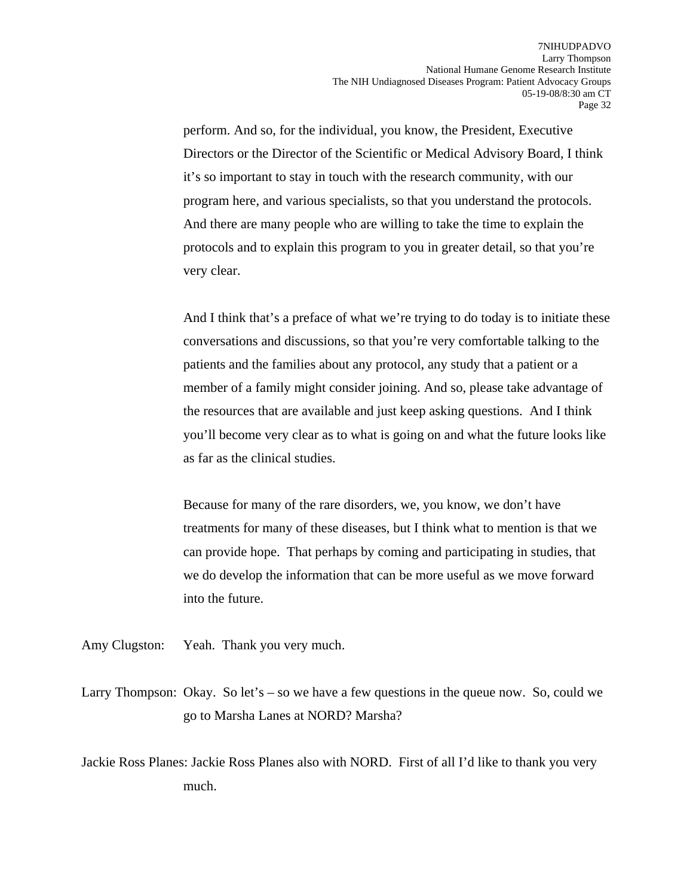perform. And so, for the individual, you know, the President, Executive Directors or the Director of the Scientific or Medical Advisory Board, I think it's so important to stay in touch with the research community, with our program here, and various specialists, so that you understand the protocols. And there are many people who are willing to take the time to explain the protocols and to explain this program to you in greater detail, so that you're very clear.

And I think that's a preface of what we're trying to do today is to initiate these conversations and discussions, so that you're very comfortable talking to the patients and the families about any protocol, any study that a patient or a member of a family might consider joining. And so, please take advantage of the resources that are available and just keep asking questions. And I think you'll become very clear as to what is going on and what the future looks like as far as the clinical studies.

Because for many of the rare disorders, we, you know, we don't have treatments for many of these diseases, but I think what to mention is that we can provide hope. That perhaps by coming and participating in studies, that we do develop the information that can be more useful as we move forward into the future.

Amy Clugston: Yeah. Thank you very much.

Larry Thompson: Okay. So let's – so we have a few questions in the queue now. So, could we go to Marsha Lanes at NORD? Marsha?

Jackie Ross Planes: Jackie Ross Planes also with NORD. First of all I'd like to thank you very much.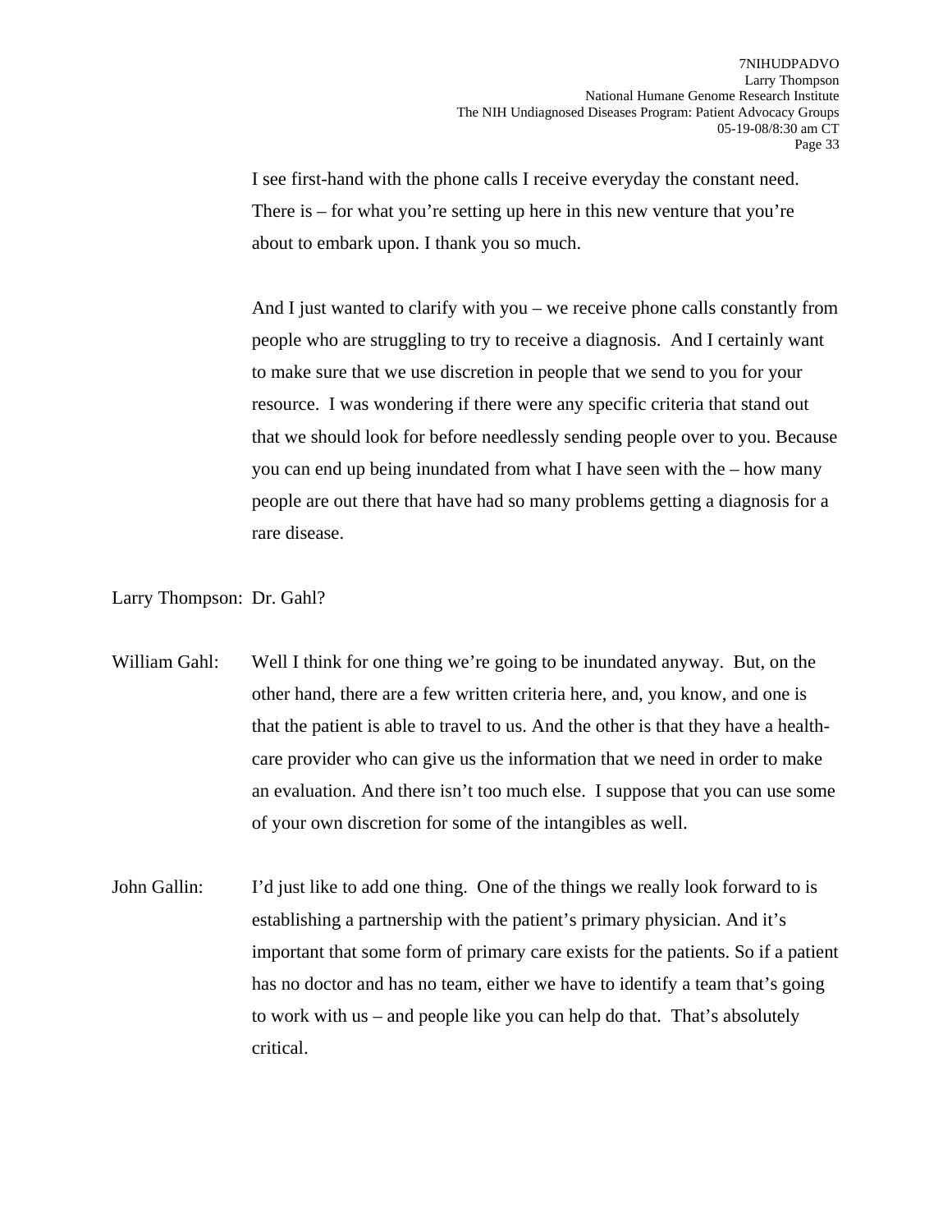I see first-hand with the phone calls I receive everyday the constant need. There is – for what you're setting up here in this new venture that you're about to embark upon. I thank you so much.

And I just wanted to clarify with you – we receive phone calls constantly from people who are struggling to try to receive a diagnosis. And I certainly want to make sure that we use discretion in people that we send to you for your resource. I was wondering if there were any specific criteria that stand out that we should look for before needlessly sending people over to you. Because you can end up being inundated from what I have seen with the – how many people are out there that have had so many problems getting a diagnosis for a rare disease.

Larry Thompson: Dr. Gahl?

William Gahl: Well I think for one thing we're going to be inundated anyway. But, on the other hand, there are a few written criteria here, and, you know, and one is that the patient is able to travel to us. And the other is that they have a health-care provider who can give us the information that we need in order to make an evaluation. And there isn't too much else. I suppose that you can use some of your own discretion for some of the intangibles as well.

John Gallin: I'd just like to add one thing. One of the things we really look forward to is establishing a partnership with the patient's primary physician. And it's important that some form of primary care exists for the patients. So if a patient has no doctor and has no team, either we have to identify a team that's going to work with us – and people like you can help do that. That's absolutely critical.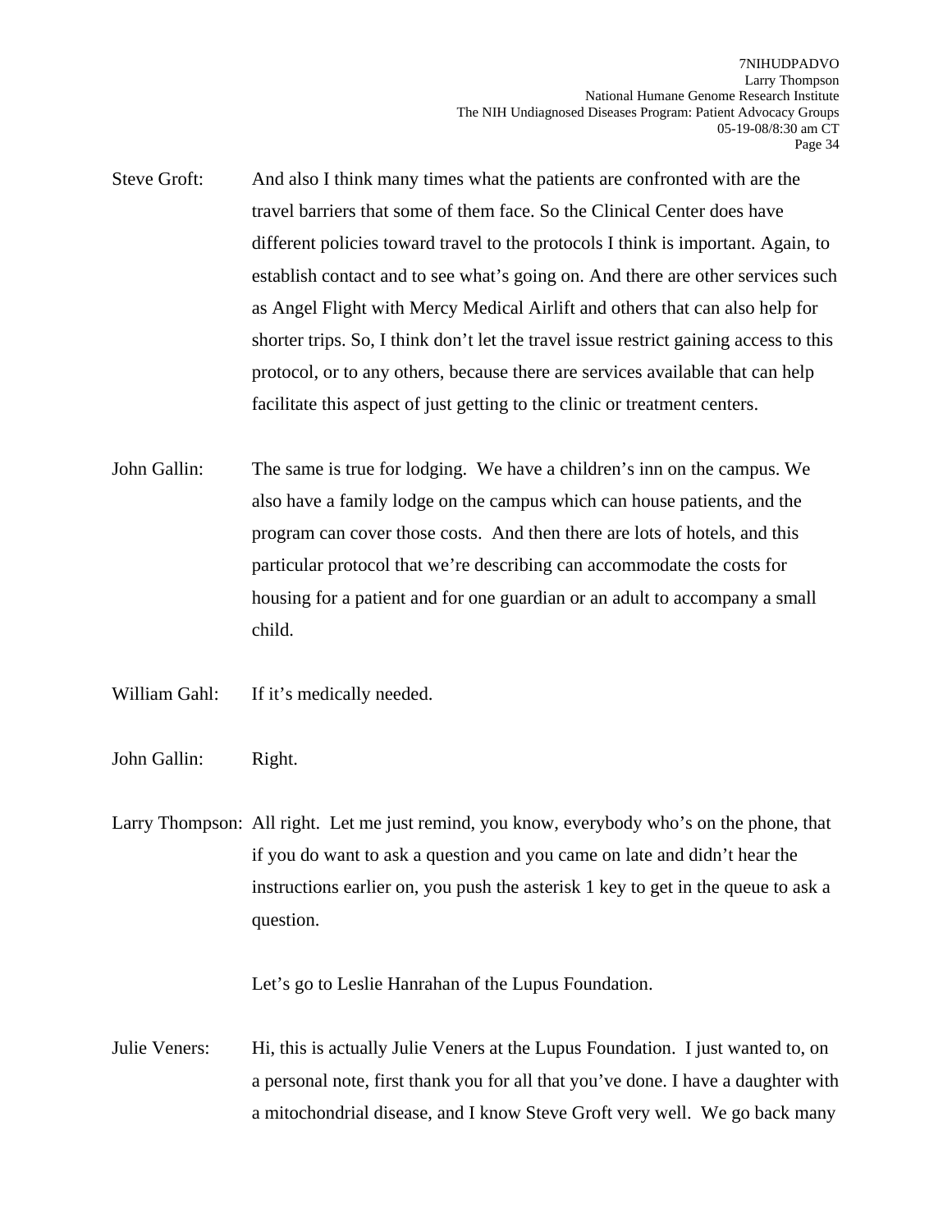Steve Groft: And also I think many times what the patients are confronted with are the travel barriers that some of them face. So the Clinical Center does have different policies toward travel to the protocols I think is important. Again, to establish contact and to see what's going on. And there are other services such as Angel Flight with Mercy Medical Airlift and others that can also help for shorter trips. So, I think don't let the travel issue restrict gaining access to this protocol, or to any others, because there are services available that can help facilitate this aspect of just getting to the clinic or treatment centers.

John Gallin: The same is true for lodging. We have a children's inn on the campus. We also have a family lodge on the campus which can house patients, and the program can cover those costs. And then there are lots of hotels, and this particular protocol that we're describing can accommodate the costs for housing for a patient and for one guardian or an adult to accompany a small child.

William Gahl: If it's medically needed.

John Gallin: Right.

Larry Thompson: All right. Let me just remind, you know, everybody who's on the phone, that if you do want to ask a question and you came on late and didn't hear the instructions earlier on, you push the asterisk 1 key to get in the queue to ask a question.

Let's go to Leslie Hanrahan of the Lupus Foundation.

Julie Veners: Hi, this is actually Julie Veners at the Lupus Foundation. I just wanted to, on a personal note, first thank you for all that you've done. I have a daughter with a mitochondrial disease, and I know Steve Groft very well. We go back many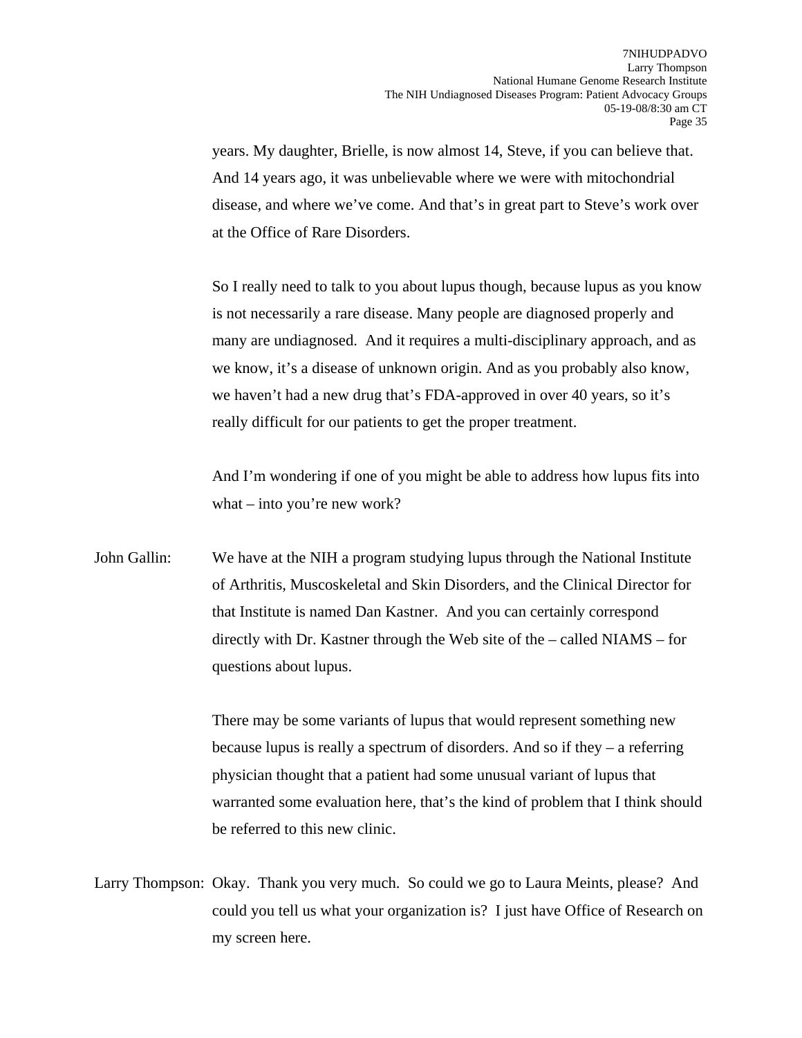years. My daughter, Brielle, is now almost 14, Steve, if you can believe that. And 14 years ago, it was unbelievable where we were with mitochondrial disease, and where we've come. And that's in great part to Steve's work over at the Office of Rare Disorders.

So I really need to talk to you about lupus though, because lupus as you know is not necessarily a rare disease. Many people are diagnosed properly and many are undiagnosed. And it requires a multi-disciplinary approach, and as we know, it's a disease of unknown origin. And as you probably also know, we haven't had a new drug that's FDA-approved in over 40 years, so it's really difficult for our patients to get the proper treatment.

And I'm wondering if one of you might be able to address how lupus fits into what – into you're new work?

John Gallin: We have at the NIH a program studying lupus through the National Institute of Arthritis, Muscoskeletal and Skin Disorders, and the Clinical Director for that Institute is named Dan Kastner. And you can certainly correspond directly with Dr. Kastner through the Web site of the – called NIAMS – for questions about lupus.

There may be some variants of lupus that would represent something new because lupus is really a spectrum of disorders. And so if they – a referring physician thought that a patient had some unusual variant of lupus that warranted some evaluation here, that's the kind of problem that I think should be referred to this new clinic.

Larry Thompson: Okay. Thank you very much. So could we go to Laura Meints, please? And could you tell us what your organization is? I just have Office of Research on my screen here.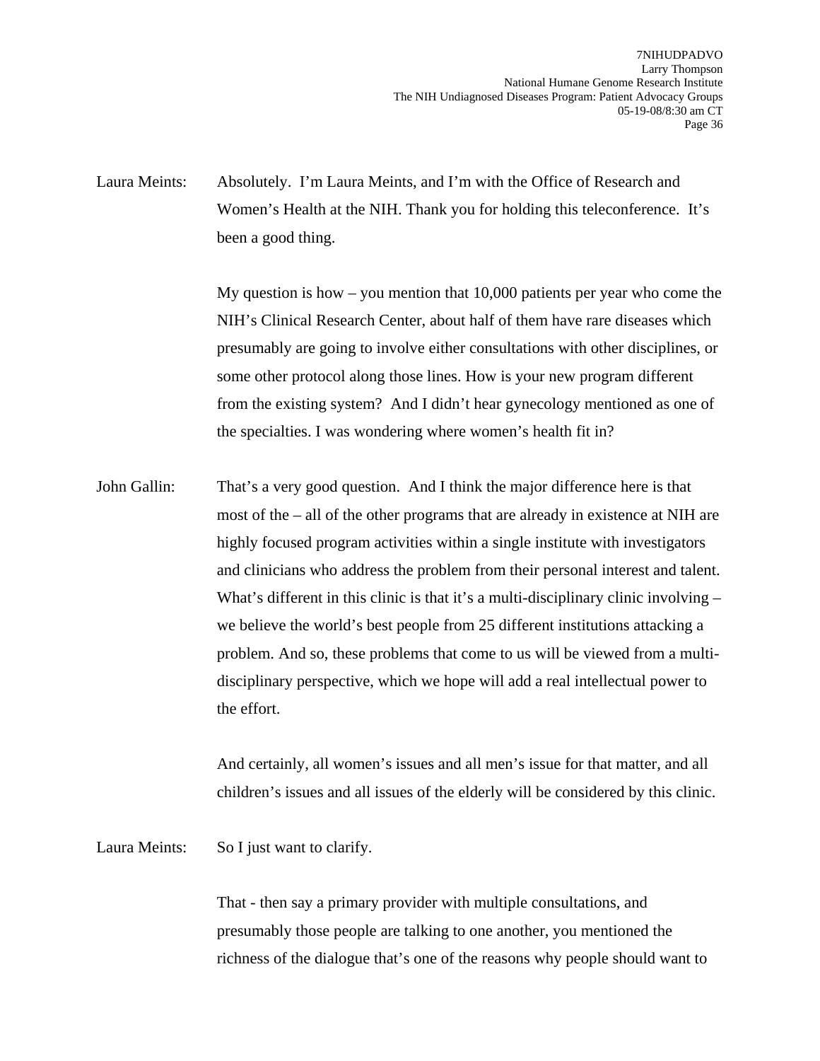Laura Meints: Absolutely. I'm Laura Meints, and I'm with the Office of Research and Women's Health at the NIH. Thank you for holding this teleconference. It's been a good thing.

My question is how – you mention that 10,000 patients per year who come the NIH's Clinical Research Center, about half of them have rare diseases which presumably are going to involve either consultations with other disciplines, or some other protocol along those lines. How is your new program different from the existing system? And I didn't hear gynecology mentioned as one of the specialties. I was wondering where women's health fit in?

John Gallin: That's a very good question. And I think the major difference here is that most of the – all of the other programs that are already in existence at NIH are highly focused program activities within a single institute with investigators and clinicians who address the problem from their personal interest and talent. What's different in this clinic is that it's a multi-disciplinary clinic involving – we believe the world's best people from 25 different institutions attacking a problem. And so, these problems that come to us will be viewed from a multi-disciplinary perspective, which we hope will add a real intellectual power to the effort.

And certainly, all women's issues and all men's issue for that matter, and all children's issues and all issues of the elderly will be considered by this clinic.

Laura Meints: So I just want to clarify.

That - then say a primary provider with multiple consultations, and presumably those people are talking to one another, you mentioned the richness of the dialogue that's one of the reasons why people should want to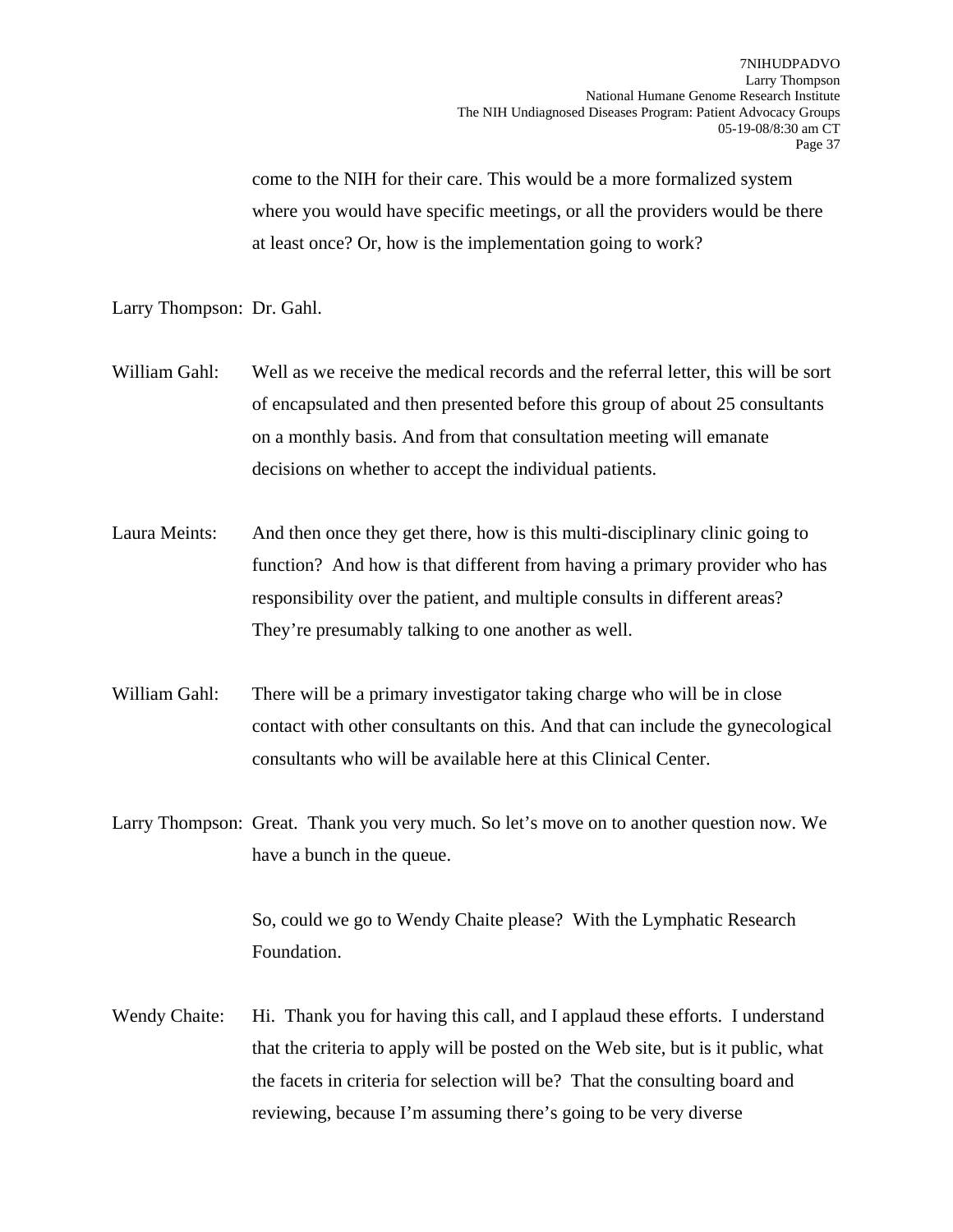come to the NIH for their care. This would be a more formalized system where you would have specific meetings, or all the providers would be there at least once? Or, how is the implementation going to work?

Larry Thompson: Dr. Gahl.

William Gahl: Well as we receive the medical records and the referral letter, this will be sort of encapsulated and then presented before this group of about 25 consultants on a monthly basis. And from that consultation meeting will emanate decisions on whether to accept the individual patients.

Laura Meints: And then once they get there, how is this multi-disciplinary clinic going to function? And how is that different from having a primary provider who has responsibility over the patient, and multiple consults in different areas? They're presumably talking to one another as well.

William Gahl: There will be a primary investigator taking charge who will be in close contact with other consultants on this. And that can include the gynecological consultants who will be available here at this Clinical Center.

Larry Thompson: Great. Thank you very much. So let's move on to another question now. We have a bunch in the queue.

So, could we go to Wendy Chaite please? With the Lymphatic Research Foundation.

Wendy Chaite: Hi. Thank you for having this call, and I applaud these efforts. I understand that the criteria to apply will be posted on the Web site, but is it public, what the facets in criteria for selection will be? That the consulting board and reviewing, because I'm assuming there's going to be very diverse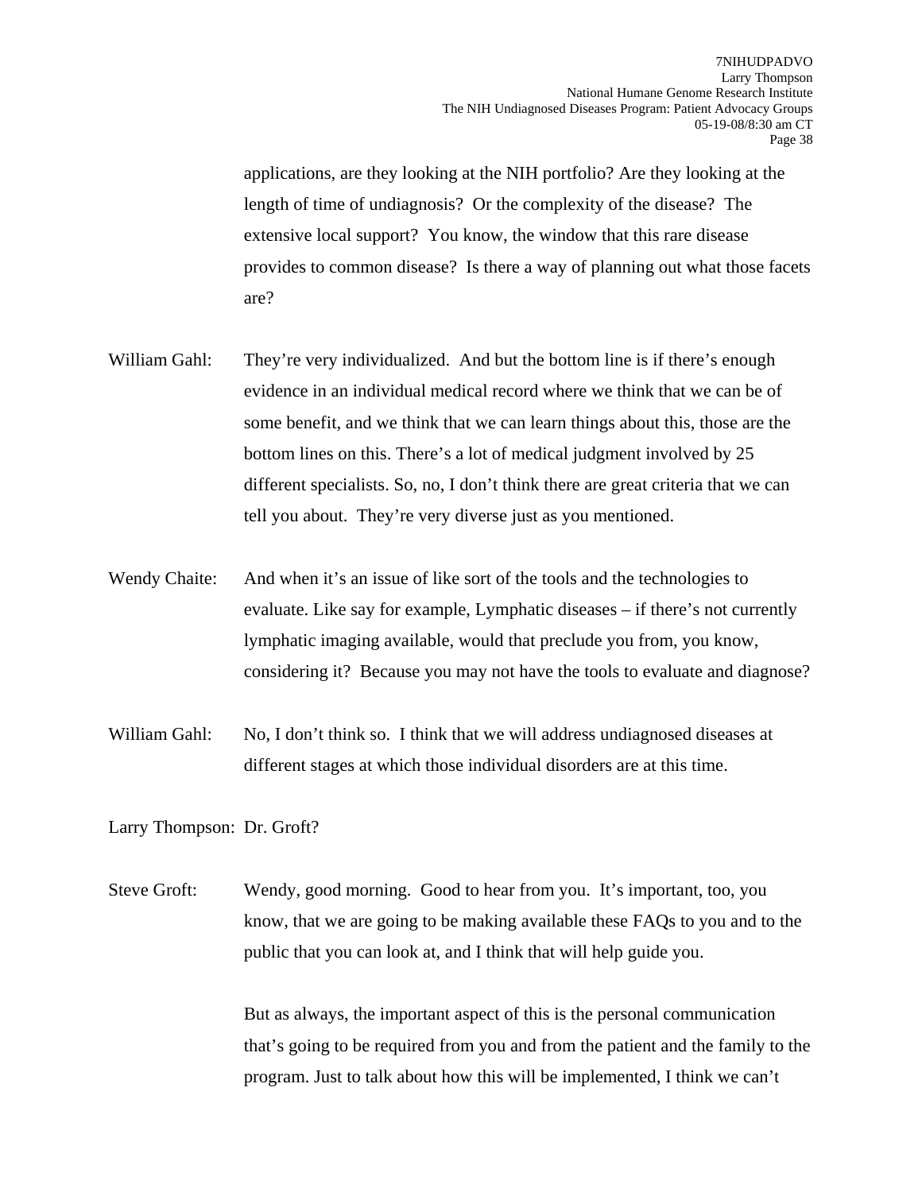applications, are they looking at the NIH portfolio? Are they looking at the length of time of undiagnosis? Or the complexity of the disease? The extensive local support? You know, the window that this rare disease provides to common disease? Is there a way of planning out what those facets are?

William Gahl: They're very individualized. And but the bottom line is if there's enough evidence in an individual medical record where we think that we can be of some benefit, and we think that we can learn things about this, those are the bottom lines on this. There's a lot of medical judgment involved by 25 different specialists. So, no, I don't think there are great criteria that we can tell you about. They're very diverse just as you mentioned.

Wendy Chaite: And when it's an issue of like sort of the tools and the technologies to evaluate. Like say for example, Lymphatic diseases – if there's not currently lymphatic imaging available, would that preclude you from, you know, considering it? Because you may not have the tools to evaluate and diagnose?

William Gahl: No, I don't think so. I think that we will address undiagnosed diseases at different stages at which those individual disorders are at this time.

Larry Thompson: Dr. Groft?

Steve Groft: Wendy, good morning. Good to hear from you. It's important, too, you know, that we are going to be making available these FAQs to you and to the public that you can look at, and I think that will help guide you.

But as always, the important aspect of this is the personal communication that's going to be required from you and from the patient and the family to the program. Just to talk about how this will be implemented, I think we can't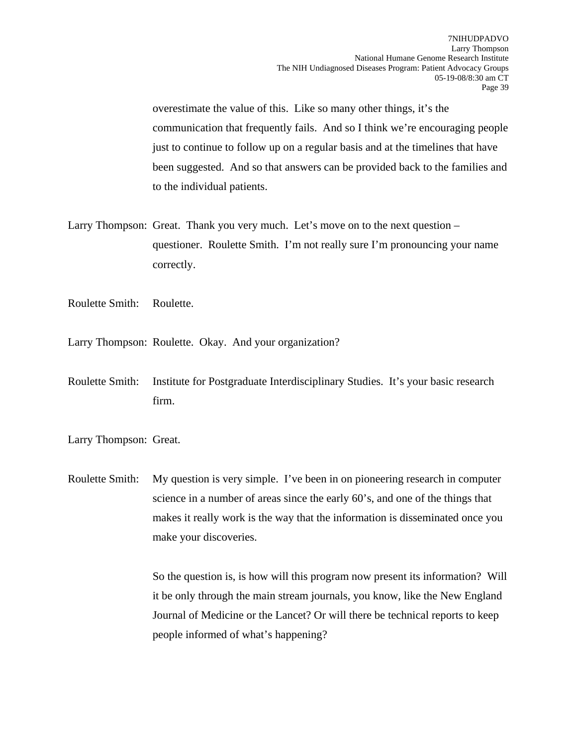overestimate the value of this. Like so many other things, it's the communication that frequently fails. And so I think we're encouraging people just to continue to follow up on a regular basis and at the timelines that have been suggested. And so that answers can be provided back to the families and to the individual patients.

Larry Thompson: Great. Thank you very much. Let's move on to the next question – questioner. Roulette Smith. I'm not really sure I'm pronouncing your name correctly.

Roulette Smith: Roulette.

Larry Thompson: Roulette. Okay. And your organization?

Roulette Smith: Institute for Postgraduate Interdisciplinary Studies. It's your basic research firm.

Larry Thompson: Great.

Roulette Smith: My question is very simple. I've been in on pioneering research in computer science in a number of areas since the early 60's, and one of the things that makes it really work is the way that the information is disseminated once you make your discoveries.

So the question is, is how will this program now present its information? Will it be only through the main stream journals, you know, like the New England Journal of Medicine or the Lancet? Or will there be technical reports to keep people informed of what's happening?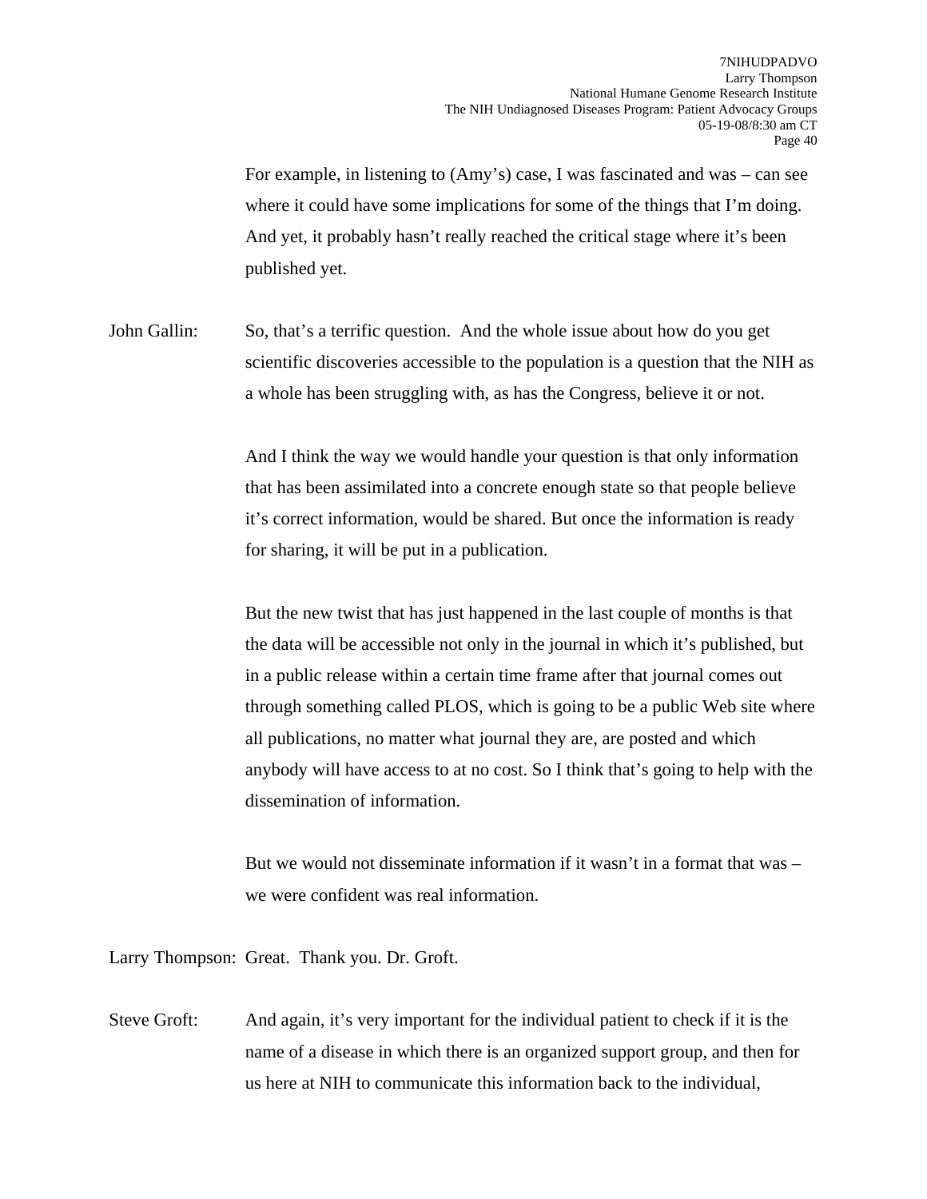For example, in listening to (Amy's) case, I was fascinated and was – can see where it could have some implications for some of the things that I'm doing. And yet, it probably hasn't really reached the critical stage where it's been published yet.

John Gallin: So, that's a terrific question. And the whole issue about how do you get scientific discoveries accessible to the population is a question that the NIH as a whole has been struggling with, as has the Congress, believe it or not.

And I think the way we would handle your question is that only information that has been assimilated into a concrete enough state so that people believe it's correct information, would be shared. But once the information is ready for sharing, it will be put in a publication.

But the new twist that has just happened in the last couple of months is that the data will be accessible not only in the journal in which it's published, but in a public release within a certain time frame after that journal comes out through something called PLOS, which is going to be a public Web site where all publications, no matter what journal they are, are posted and which anybody will have access to at no cost. So I think that's going to help with the dissemination of information.

But we would not disseminate information if it wasn't in a format that was – we were confident was real information.

Larry Thompson: Great. Thank you. Dr. Groft.

Steve Groft: And again, it's very important for the individual patient to check if it is the name of a disease in which there is an organized support group, and then for us here at NIH to communicate this information back to the individual,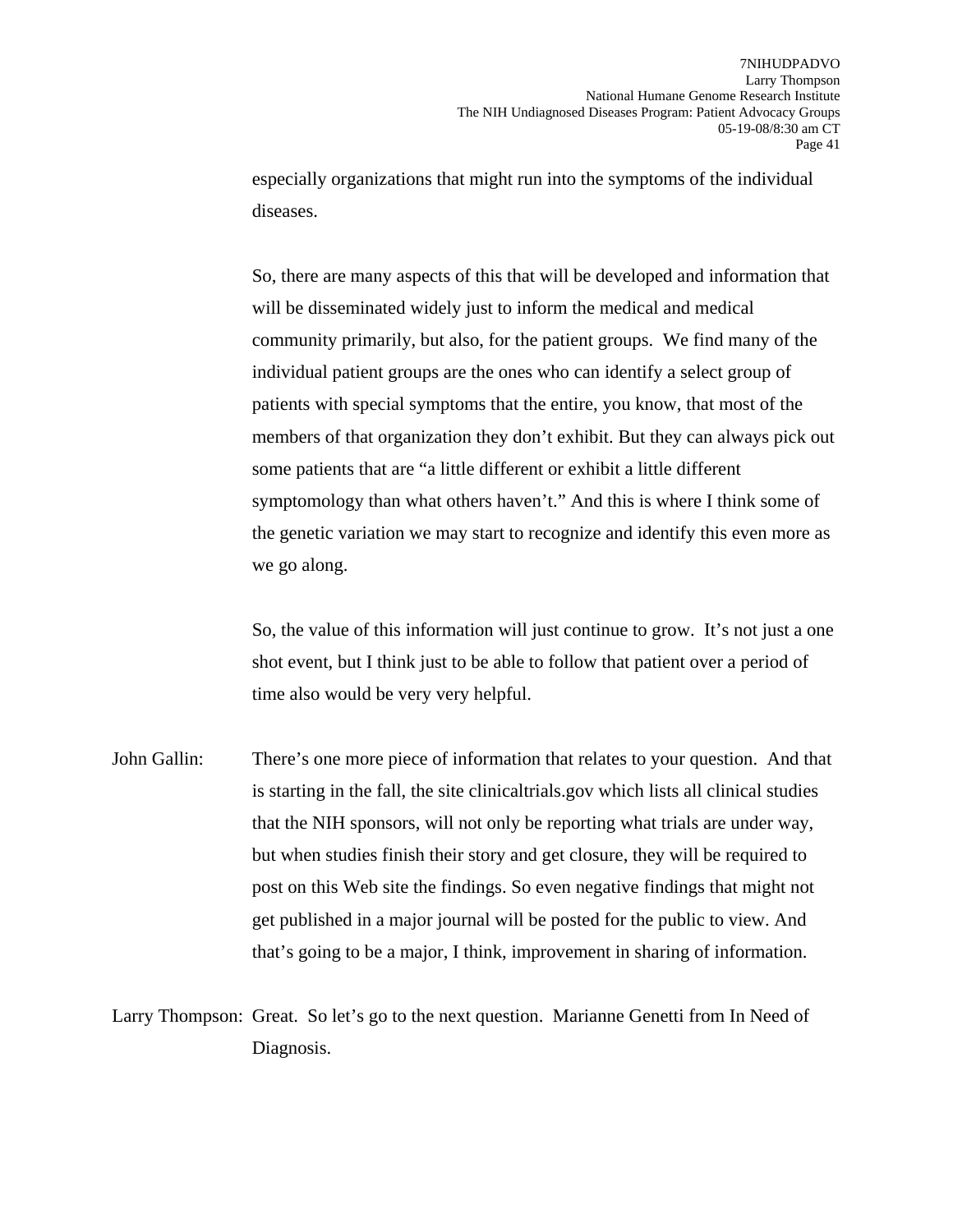especially organizations that might run into the symptoms of the individual diseases.

So, there are many aspects of this that will be developed and information that will be disseminated widely just to inform the medical and medical community primarily, but also, for the patient groups.  We find many of the individual patient groups are the ones who can identify a select group of patients with special symptoms that the entire, you know, that most of the members of that organization they don't exhibit. But they can always pick out some patients that are "a little different or exhibit a little different symptomology than what others haven't." And this is where I think some of the genetic variation we may start to recognize and identify this even more as we go along.

So, the value of this information will just continue to grow.  It's not just a one shot event, but I think just to be able to follow that patient over a period of time also would be very very helpful.

John Gallin: There's one more piece of information that relates to your question.  And that is starting in the fall, the site clinicaltrials.gov which lists all clinical studies that the NIH sponsors, will not only be reporting what trials are under way, but when studies finish their story and get closure, they will be required to post on this Web site the findings. So even negative findings that might not get published in a major journal will be posted for the public to view. And that's going to be a major, I think, improvement in sharing of information.

Larry Thompson: Great.  So let's go to the next question.  Marianne Genetti from In Need of Diagnosis.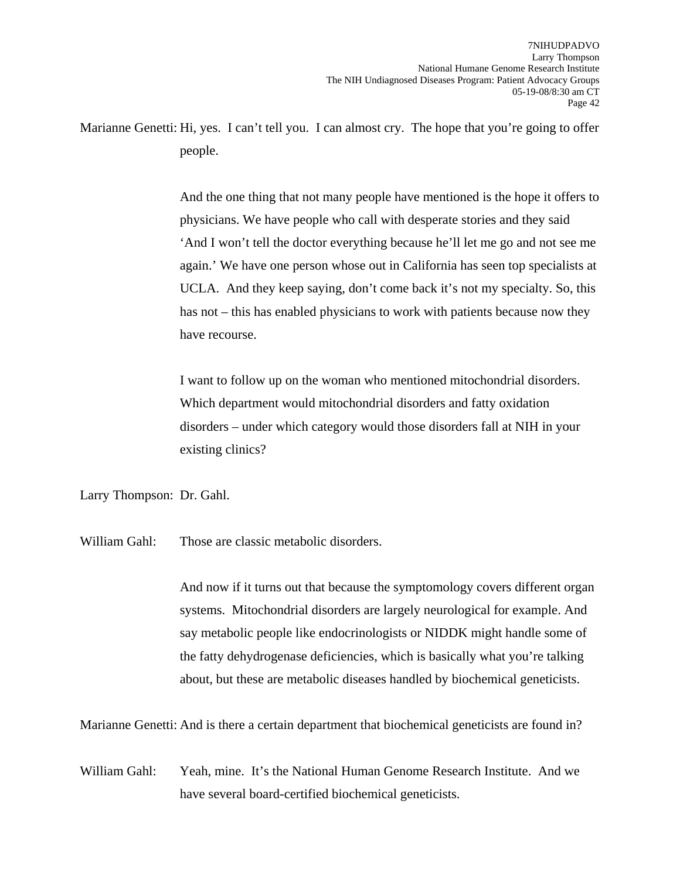Marianne Genetti: Hi, yes. I can't tell you. I can almost cry. The hope that you're going to offer people.

And the one thing that not many people have mentioned is the hope it offers to physicians. We have people who call with desperate stories and they said 'And I won't tell the doctor everything because he'll let me go and not see me again.' We have one person whose out in California has seen top specialists at UCLA. And they keep saying, don't come back it's not my specialty. So, this has not – this has enabled physicians to work with patients because now they have recourse.

I want to follow up on the woman who mentioned mitochondrial disorders. Which department would mitochondrial disorders and fatty oxidation disorders – under which category would those disorders fall at NIH in your existing clinics?

Larry Thompson: Dr. Gahl.

William Gahl: Those are classic metabolic disorders.

And now if it turns out that because the symptomology covers different organ systems. Mitochondrial disorders are largely neurological for example. And say metabolic people like endocrinologists or NIDDK might handle some of the fatty dehydrogenase deficiencies, which is basically what you're talking about, but these are metabolic diseases handled by biochemical geneticists.

Marianne Genetti: And is there a certain department that biochemical geneticists are found in?

William Gahl: Yeah, mine. It's the National Human Genome Research Institute. And we have several board-certified biochemical geneticists.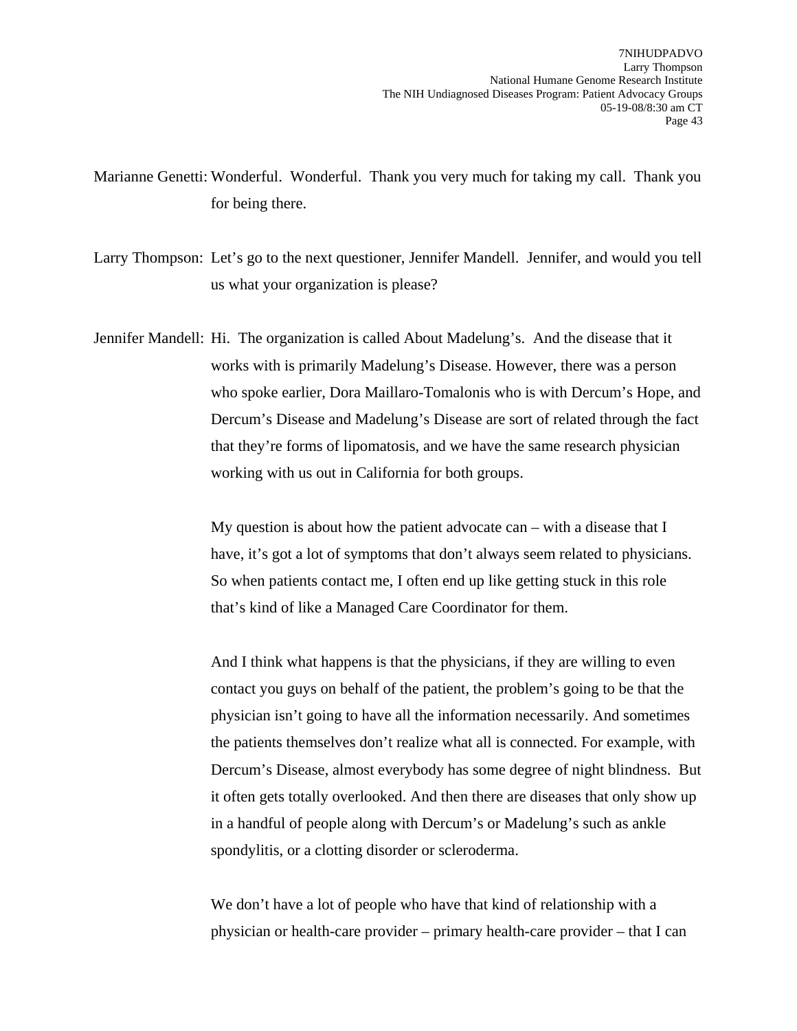Marianne Genetti: Wonderful. Wonderful. Thank you very much for taking my call. Thank you for being there.

Larry Thompson: Let's go to the next questioner, Jennifer Mandell. Jennifer, and would you tell us what your organization is please?

Jennifer Mandell: Hi. The organization is called About Madelung's. And the disease that it works with is primarily Madelung's Disease. However, there was a person who spoke earlier, Dora Maillaro-Tomalonis who is with Dercum's Hope, and Dercum's Disease and Madelung's Disease are sort of related through the fact that they're forms of lipomatosis, and we have the same research physician working with us out in California for both groups.

My question is about how the patient advocate can – with a disease that I have, it's got a lot of symptoms that don't always seem related to physicians. So when patients contact me, I often end up like getting stuck in this role that's kind of like a Managed Care Coordinator for them.

And I think what happens is that the physicians, if they are willing to even contact you guys on behalf of the patient, the problem's going to be that the physician isn't going to have all the information necessarily. And sometimes the patients themselves don't realize what all is connected. For example, with Dercum's Disease, almost everybody has some degree of night blindness. But it often gets totally overlooked. And then there are diseases that only show up in a handful of people along with Dercum's or Madelung's such as ankle spondylitis, or a clotting disorder or scleroderma.

We don't have a lot of people who have that kind of relationship with a physician or health-care provider – primary health-care provider – that I can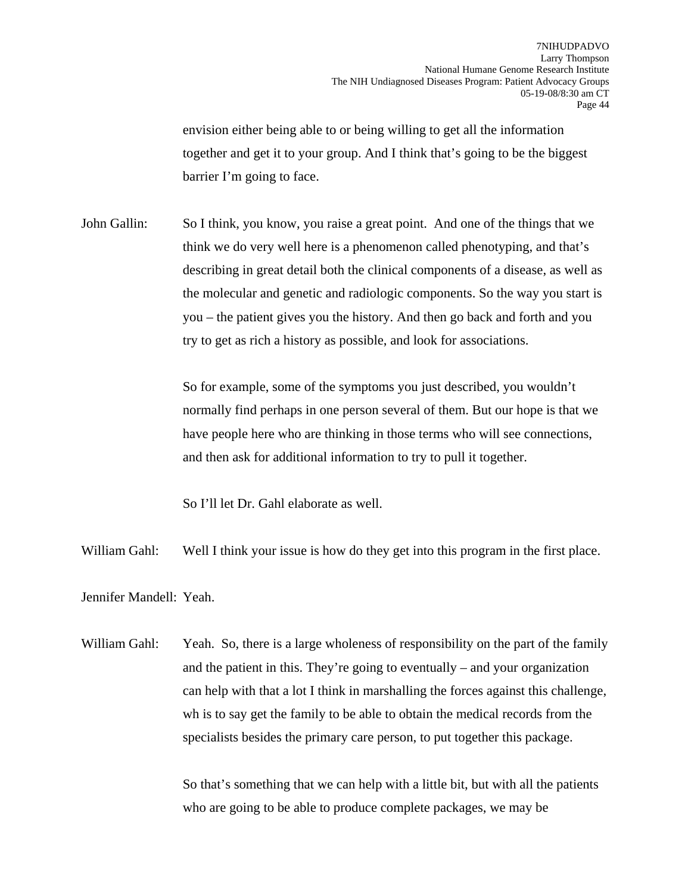envision either being able to or being willing to get all the information together and get it to your group. And I think that's going to be the biggest barrier I'm going to face.

John Gallin: So I think, you know, you raise a great point. And one of the things that we think we do very well here is a phenomenon called phenotyping, and that's describing in great detail both the clinical components of a disease, as well as the molecular and genetic and radiologic components. So the way you start is you – the patient gives you the history. And then go back and forth and you try to get as rich a history as possible, and look for associations.

So for example, some of the symptoms you just described, you wouldn't normally find perhaps in one person several of them. But our hope is that we have people here who are thinking in those terms who will see connections, and then ask for additional information to try to pull it together.

So I'll let Dr. Gahl elaborate as well.

William Gahl: Well I think your issue is how do they get into this program in the first place.

Jennifer Mandell: Yeah.

William Gahl: Yeah. So, there is a large wholeness of responsibility on the part of the family and the patient in this. They're going to eventually – and your organization can help with that a lot I think in marshalling the forces against this challenge, wh is to say get the family to be able to obtain the medical records from the specialists besides the primary care person, to put together this package.

So that's something that we can help with a little bit, but with all the patients who are going to be able to produce complete packages, we may be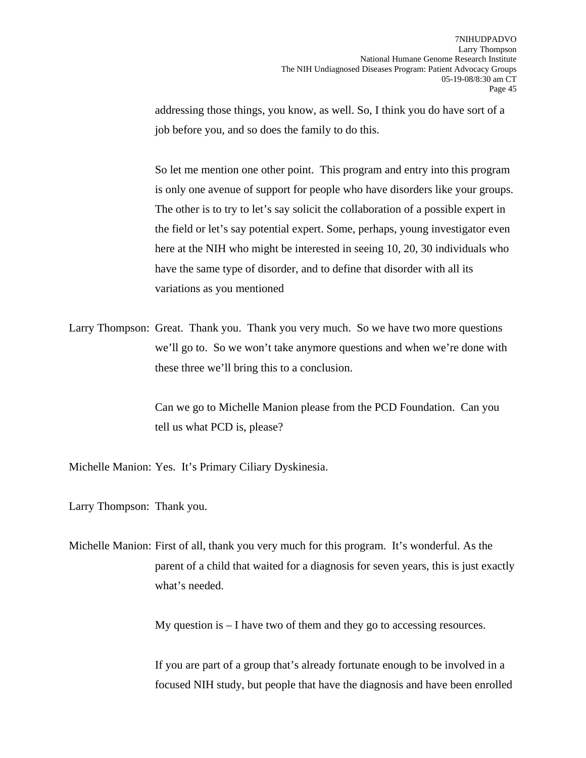addressing those things, you know, as well. So, I think you do have sort of a job before you, and so does the family to do this.

So let me mention one other point. This program and entry into this program is only one avenue of support for people who have disorders like your groups. The other is to try to let's say solicit the collaboration of a possible expert in the field or let's say potential expert. Some, perhaps, young investigator even here at the NIH who might be interested in seeing 10, 20, 30 individuals who have the same type of disorder, and to define that disorder with all its variations as you mentioned

Larry Thompson: Great. Thank you. Thank you very much. So we have two more questions we'll go to. So we won't take anymore questions and when we're done with these three we'll bring this to a conclusion.

Can we go to Michelle Manion please from the PCD Foundation. Can you tell us what PCD is, please?

Michelle Manion: Yes. It's Primary Ciliary Dyskinesia.

Larry Thompson: Thank you.

Michelle Manion: First of all, thank you very much for this program. It's wonderful. As the parent of a child that waited for a diagnosis for seven years, this is just exactly what's needed.

My question is – I have two of them and they go to accessing resources.

If you are part of a group that's already fortunate enough to be involved in a focused NIH study, but people that have the diagnosis and have been enrolled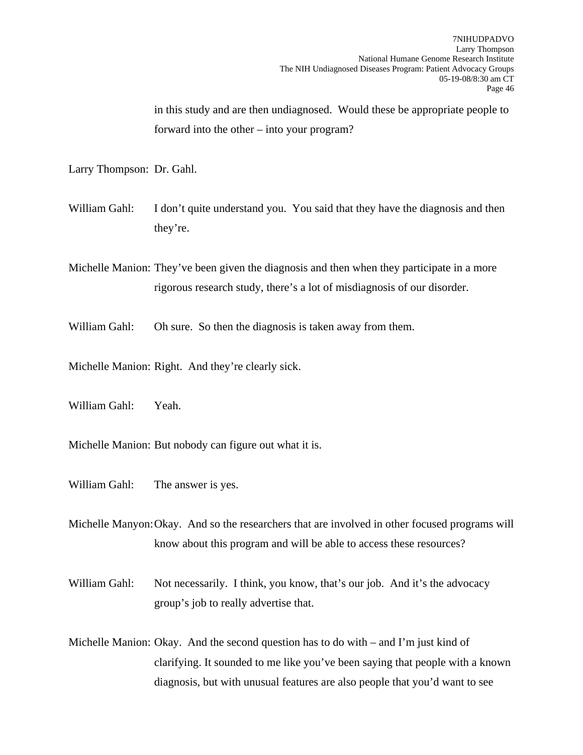in this study and are then undiagnosed. Would these be appropriate people to forward into the other – into your program?

Larry Thompson: Dr. Gahl.

William Gahl: I don't quite understand you. You said that they have the diagnosis and then they're.

Michelle Manion: They've been given the diagnosis and then when they participate in a more rigorous research study, there's a lot of misdiagnosis of our disorder.

William Gahl: Oh sure. So then the diagnosis is taken away from them.

Michelle Manion: Right. And they're clearly sick.

William Gahl: Yeah.

Michelle Manion: But nobody can figure out what it is.

William Gahl: The answer is yes.

Michelle Manyon: Okay. And so the researchers that are involved in other focused programs will know about this program and will be able to access these resources?

William Gahl: Not necessarily. I think, you know, that's our job. And it's the advocacy group's job to really advertise that.

Michelle Manion: Okay. And the second question has to do with – and I'm just kind of clarifying. It sounded to me like you've been saying that people with a known diagnosis, but with unusual features are also people that you'd want to see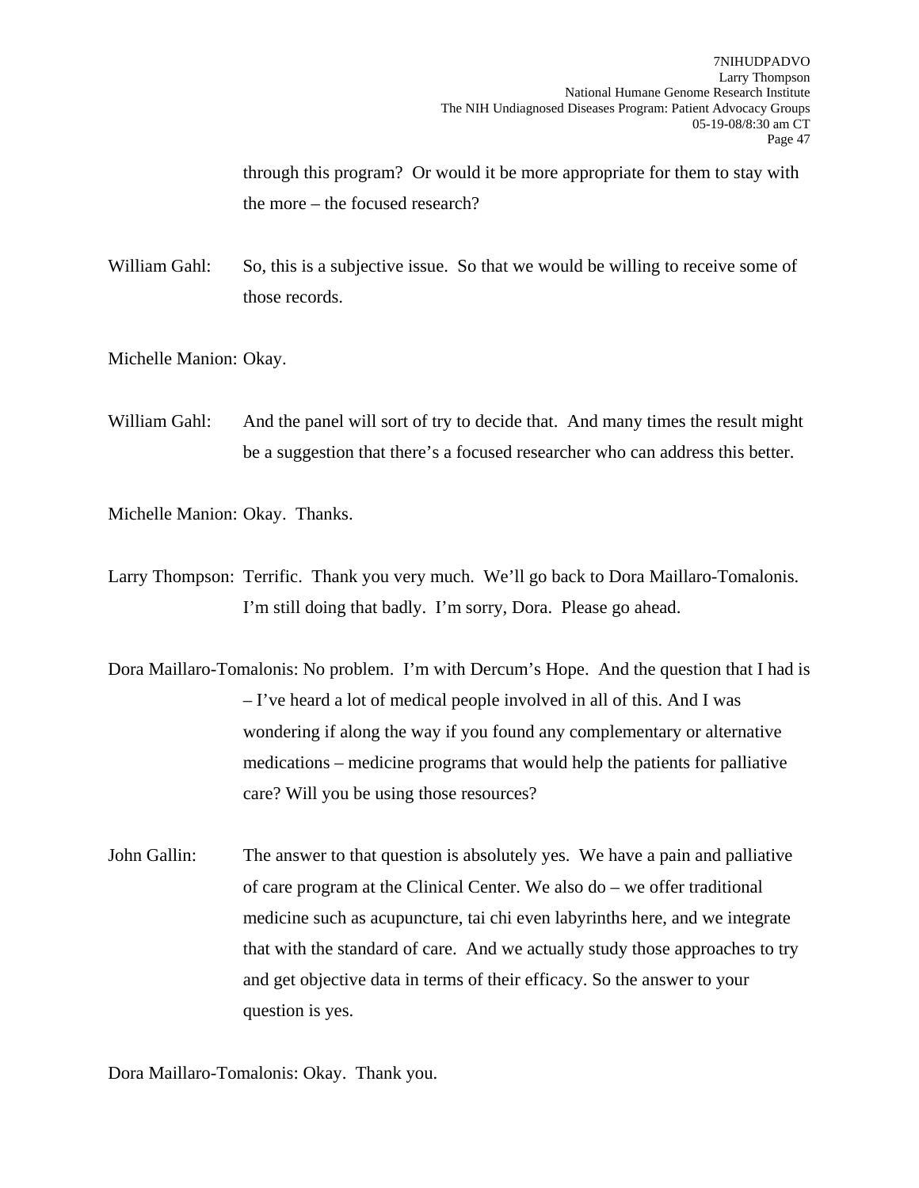through this program? Or would it be more appropriate for them to stay with the more – the focused research?

William Gahl: So, this is a subjective issue. So that we would be willing to receive some of those records.

Michelle Manion: Okay.

William Gahl: And the panel will sort of try to decide that. And many times the result might be a suggestion that there's a focused researcher who can address this better.

Michelle Manion: Okay. Thanks.

Larry Thompson: Terrific. Thank you very much. We'll go back to Dora Maillaro-Tomalonis. I'm still doing that badly. I'm sorry, Dora. Please go ahead.

Dora Maillaro-Tomalonis: No problem. I'm with Dercum's Hope. And the question that I had is – I've heard a lot of medical people involved in all of this. And I was wondering if along the way if you found any complementary or alternative medications – medicine programs that would help the patients for palliative care? Will you be using those resources?

John Gallin: The answer to that question is absolutely yes. We have a pain and palliative of care program at the Clinical Center. We also do – we offer traditional medicine such as acupuncture, tai chi even labyrinths here, and we integrate that with the standard of care. And we actually study those approaches to try and get objective data in terms of their efficacy. So the answer to your question is yes.

Dora Maillaro-Tomalonis: Okay. Thank you.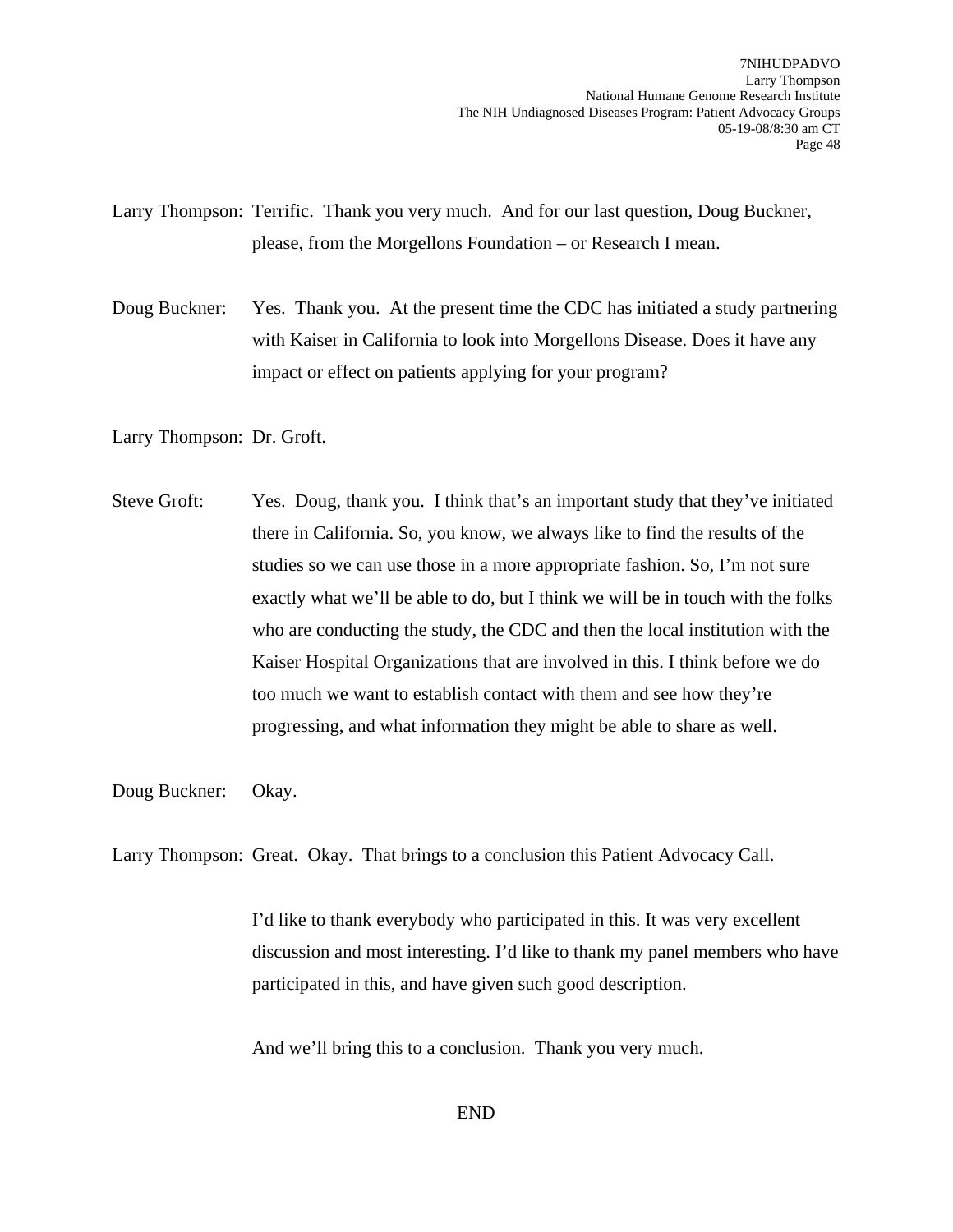Larry Thompson: Terrific. Thank you very much. And for our last question, Doug Buckner, please, from the Morgellons Foundation – or Research I mean.

Doug Buckner: Yes. Thank you. At the present time the CDC has initiated a study partnering with Kaiser in California to look into Morgellons Disease. Does it have any impact or effect on patients applying for your program?

Larry Thompson: Dr. Groft.

Steve Groft: Yes. Doug, thank you. I think that's an important study that they've initiated there in California. So, you know, we always like to find the results of the studies so we can use those in a more appropriate fashion. So, I'm not sure exactly what we'll be able to do, but I think we will be in touch with the folks who are conducting the study, the CDC and then the local institution with the Kaiser Hospital Organizations that are involved in this. I think before we do too much we want to establish contact with them and see how they're progressing, and what information they might be able to share as well.

Doug Buckner: Okay.

Larry Thompson: Great. Okay. That brings to a conclusion this Patient Advocacy Call.

I'd like to thank everybody who participated in this. It was very excellent discussion and most interesting. I'd like to thank my panel members who have participated in this, and have given such good description.

And we'll bring this to a conclusion. Thank you very much.

END